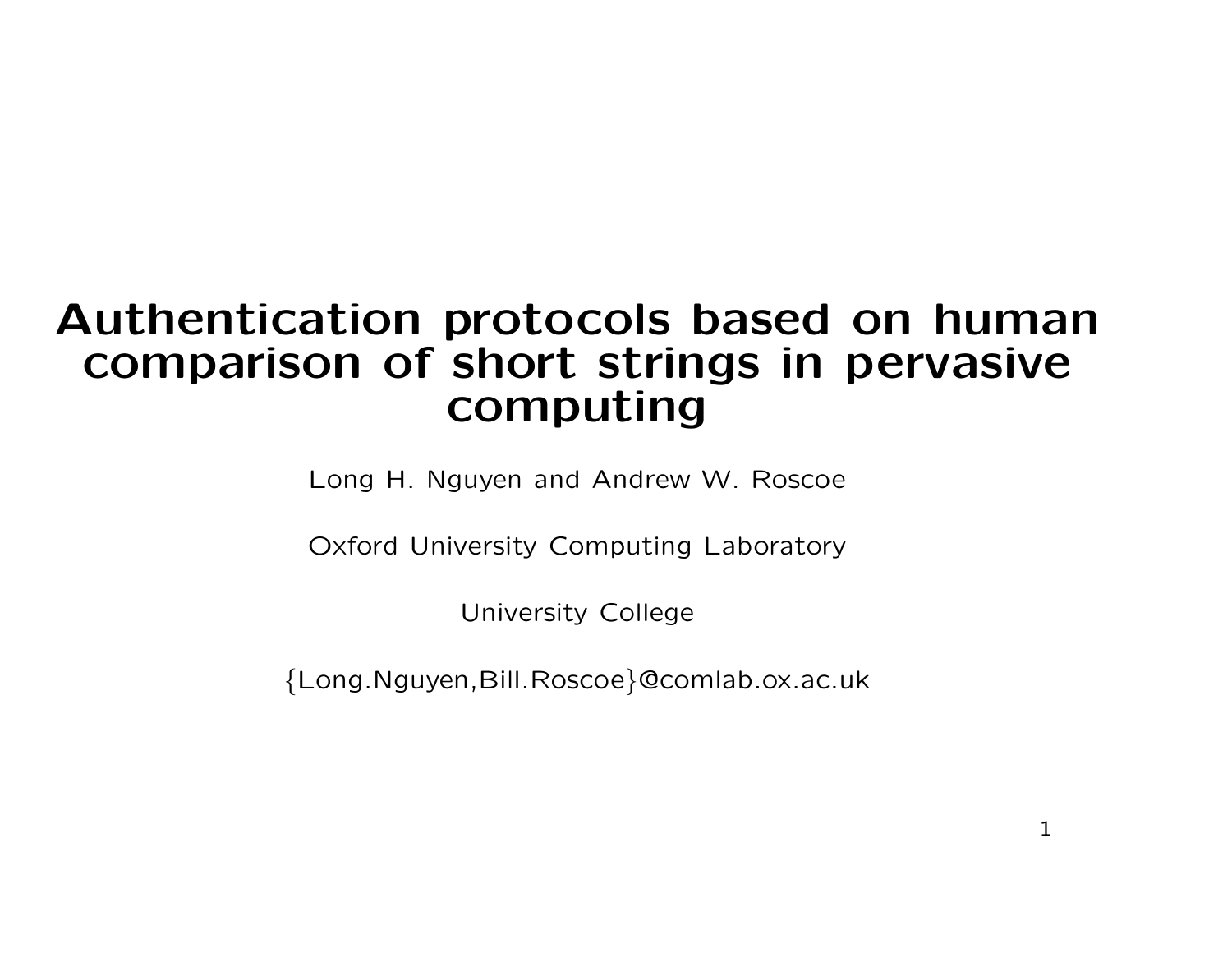# Authentication protocols based on human comparison of short strings in pervasive computing

Long H. Nguyen and Andrew W. Roscoe

Oxford University Computing Laboratory

University College

{Long.Nguyen,Bill.Roscoe}@comlab.ox.ac.uk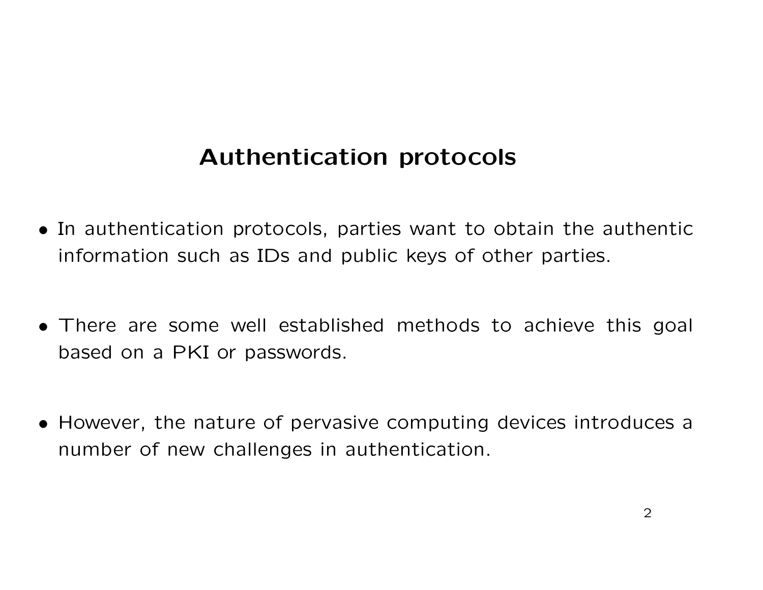## Authentication protocols

- In authentication protocols, parties want to obtain the authentic information such as IDs and public keys of other parties.

- There are some well established methods to achieve this goal based on a PKI or passwords.

- However, the nature of pervasive computing devices introduces a number of new challenges in authentication.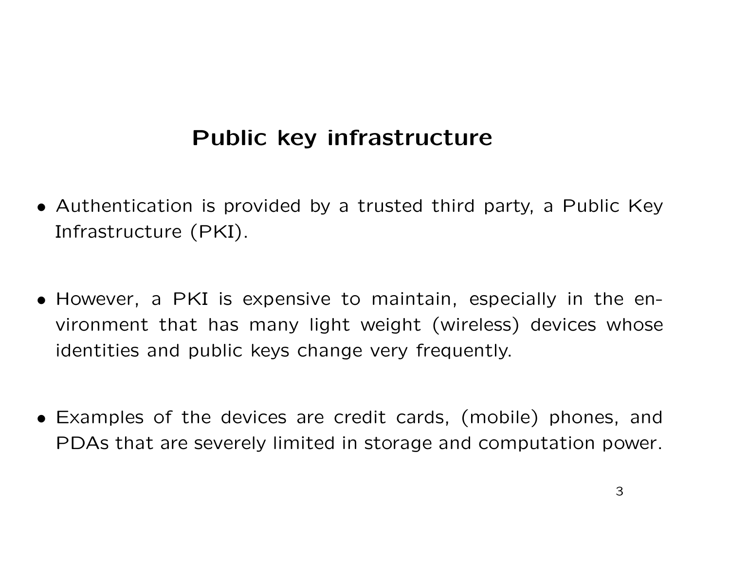# Public key infrastructure

- Authentication is provided by a trusted third party, a Public Key Infrastructure (PKI).

- However, a PKI is expensive to maintain, especially in the environment that has many light weight (wireless) devices whose identities and public keys change very frequently.

- Examples of the devices are credit cards, (mobile) phones, and PDAs that are severely limited in storage and computation power.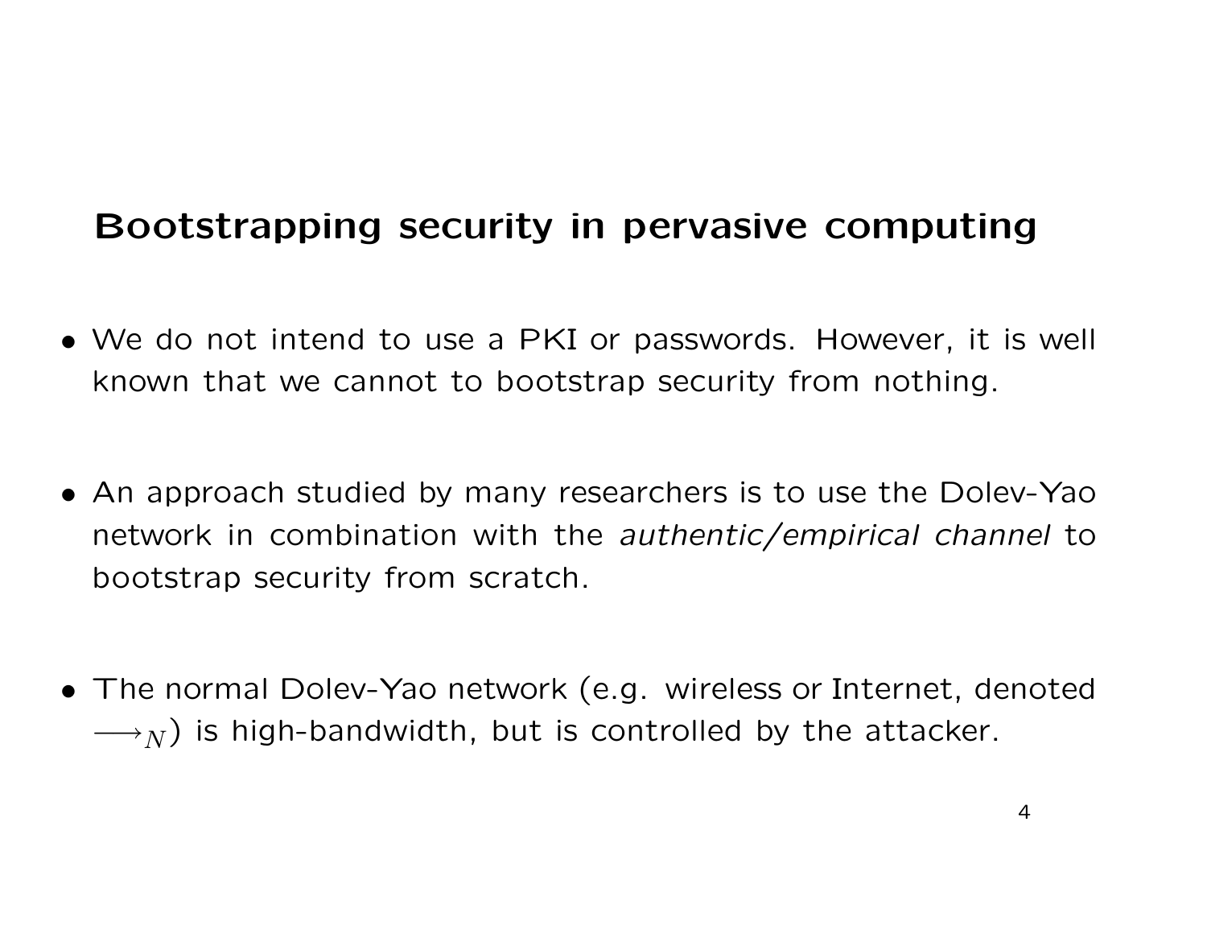## Bootstrapping security in pervasive computing

- We do not intend to use a PKI or passwords. However, it is well known that we cannot to bootstrap security from nothing.

- An approach studied by many researchers is to use the Dolev-Yao network in combination with the *authentic/empirical channel* to bootstrap security from scratch.

- The normal Dolev-Yao network (e.g. wireless or Internet, denoted $\longrightarrow_N$) is high-bandwidth, but is controlled by the attacker.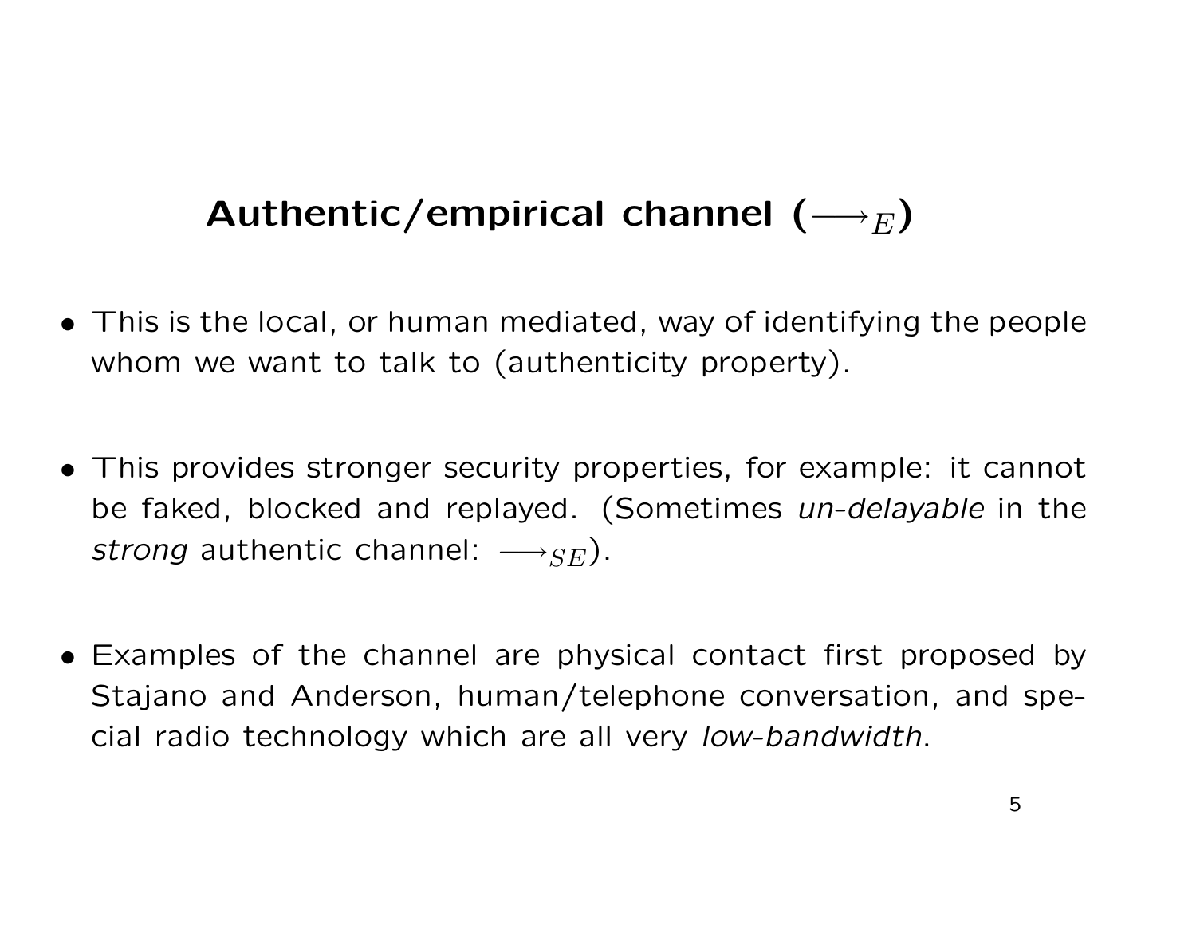# Authentic/empirical channel ($\longrightarrow_E$)

- This is the local, or human mediated, way of identifying the people whom we want to talk to (authenticity property).

- This provides stronger security properties, for example: it cannot be faked, blocked and replayed. (Sometimes *un-delayable* in the *strong* authentic channel: $\longrightarrow_{SE}$).

- Examples of the channel are physical contact first proposed by Stajano and Anderson, human/telephone conversation, and special radio technology which are all very *low-bandwidth*.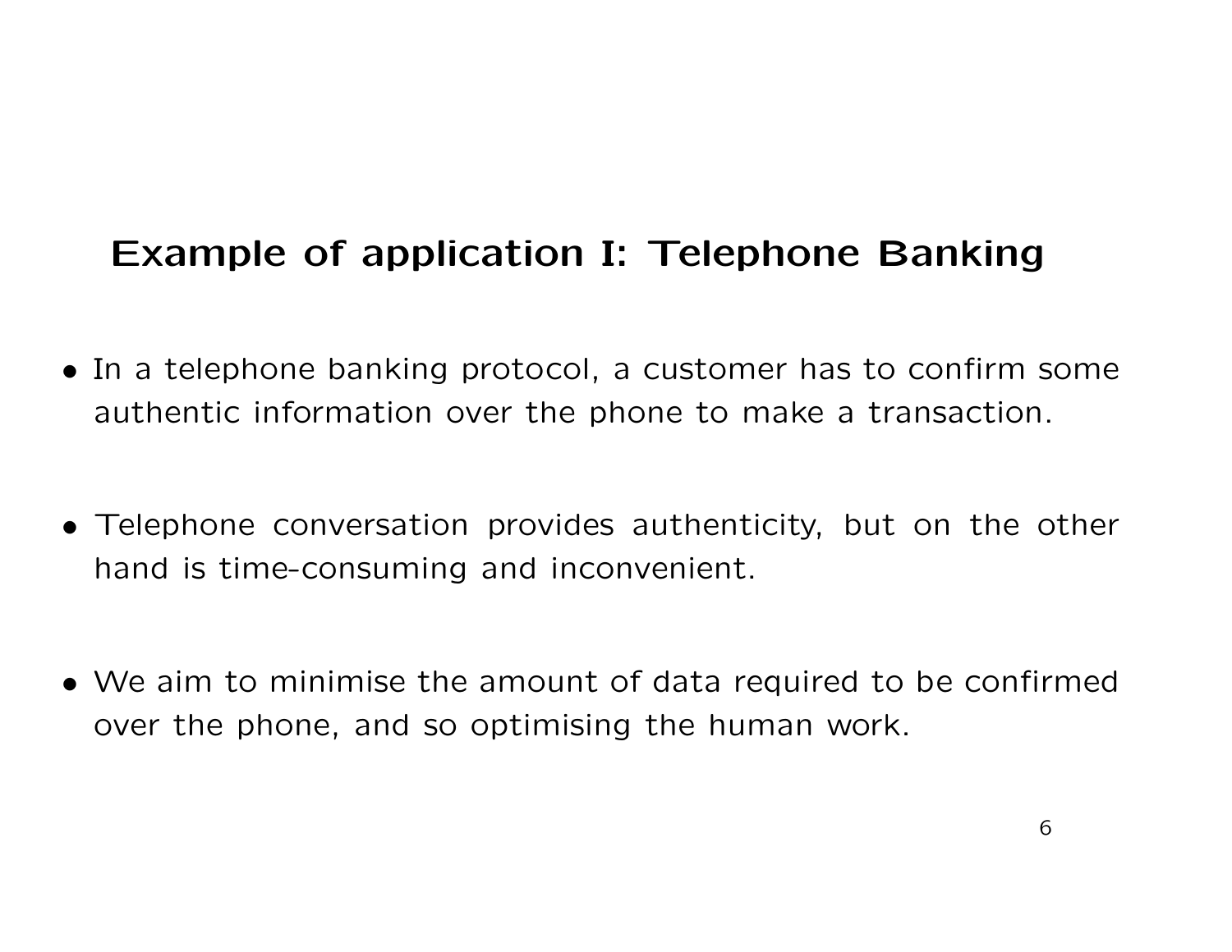## Example of application I: Telephone Banking

- In a telephone banking protocol, a customer has to confirm some authentic information over the phone to make a transaction.

- Telephone conversation provides authenticity, but on the other hand is time-consuming and inconvenient.

- We aim to minimise the amount of data required to be confirmed over the phone, and so optimising the human work.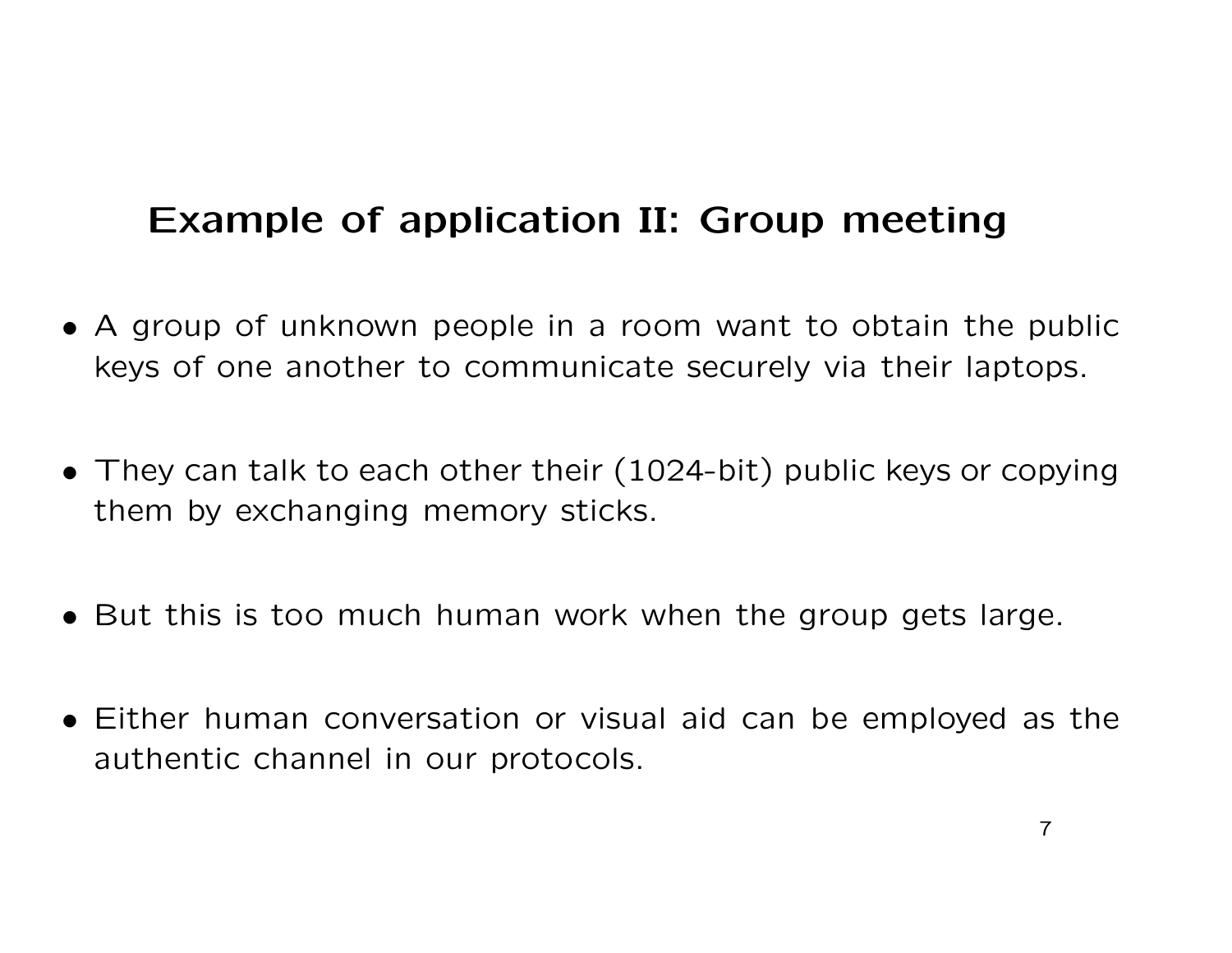## Example of application II: Group meeting

- A group of unknown people in a room want to obtain the public keys of one another to communicate securely via their laptops.

- They can talk to each other their (1024-bit) public keys or copying them by exchanging memory sticks.

- But this is too much human work when the group gets large.

- Either human conversation or visual aid can be employed as the authentic channel in our protocols.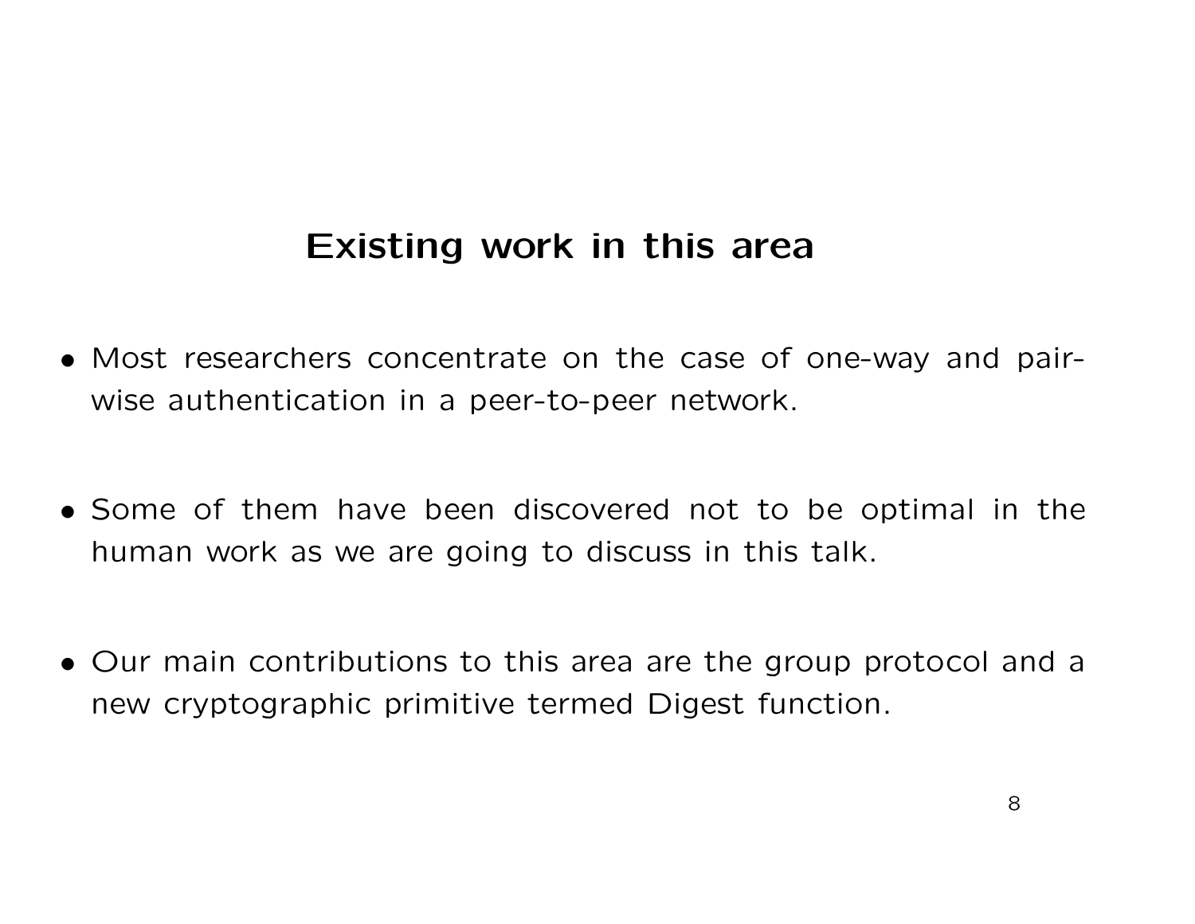## Existing work in this area

- Most researchers concentrate on the case of one-way and pair-wise authentication in a peer-to-peer network.

- Some of them have been discovered not to be optimal in the human work as we are going to discuss in this talk.

- Our main contributions to this area are the group protocol and a new cryptographic primitive termed Digest function.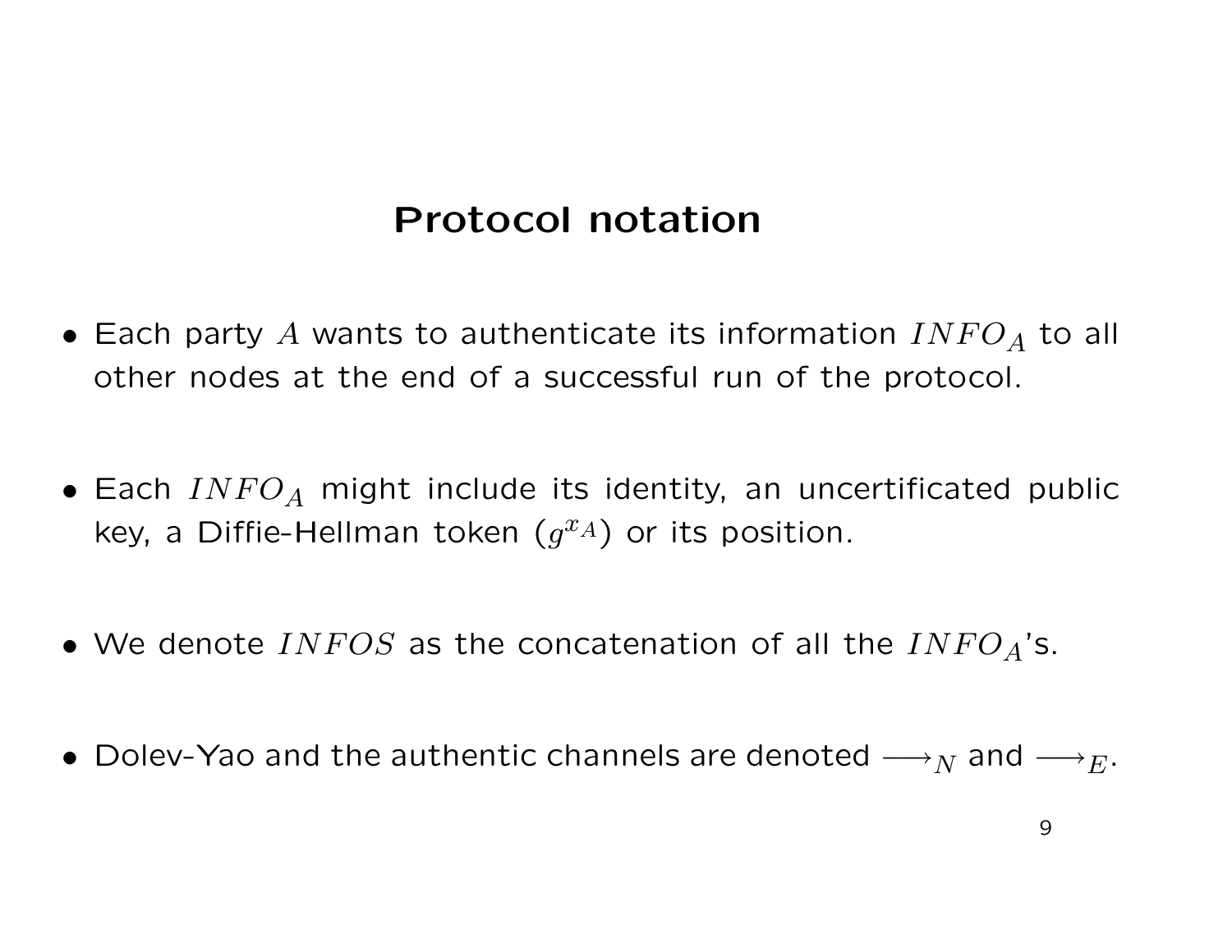# Protocol notation

- Each party $A$ wants to authenticate its information $INFO_A$ to all other nodes at the end of a successful run of the protocol.

- Each $INFO_A$ might include its identity, an uncertificated public key, a Diffie-Hellman token ($g^{x_A}$) or its position.

- We denote $INFOS$ as the concatenation of all the $INFO_A$'s.

- Dolev-Yao and the authentic channels are denoted $\longrightarrow_N$ and $\longrightarrow_E$.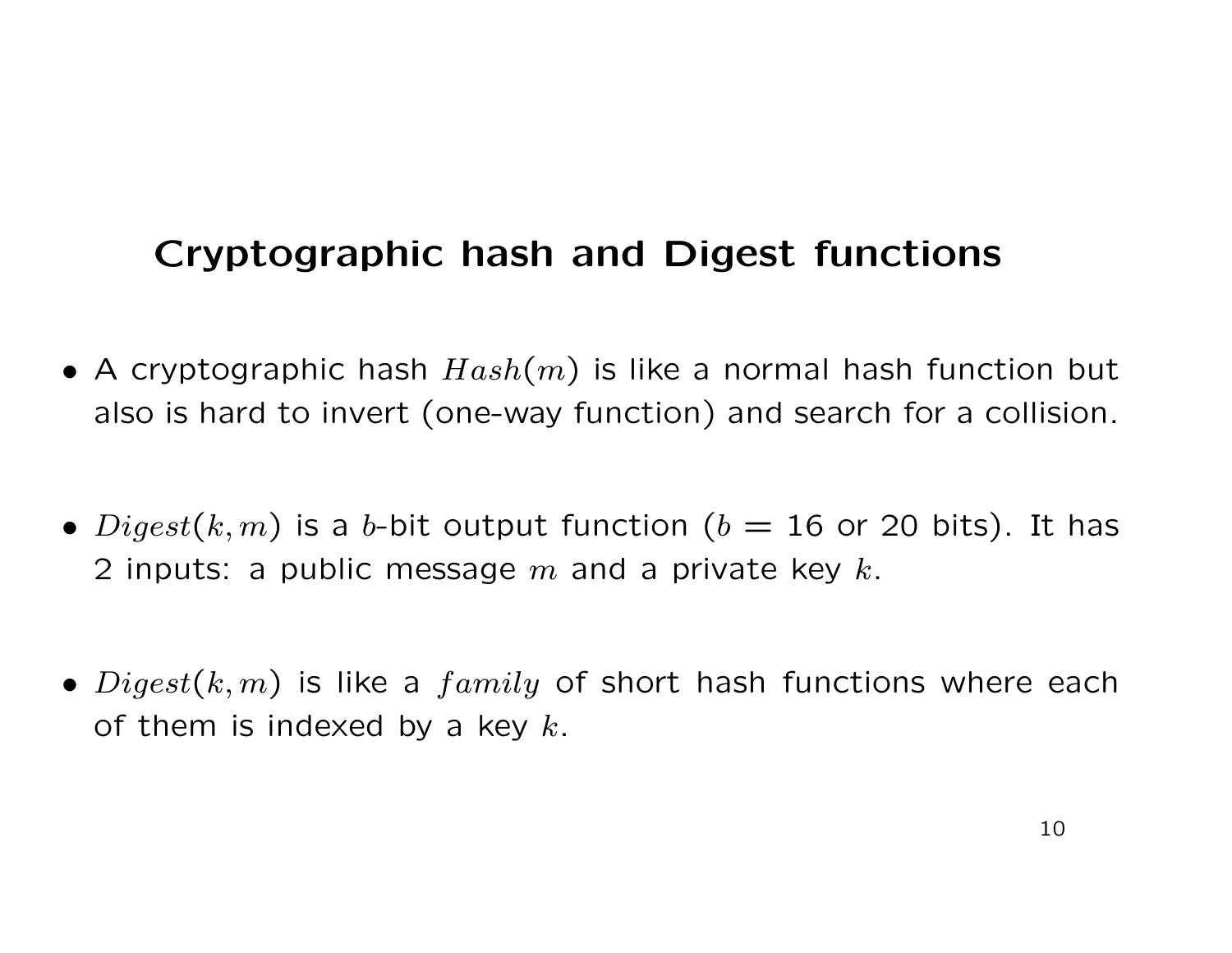## Cryptographic hash and Digest functions

- A cryptographic hash $Hash(m)$ is like a normal hash function but also is hard to invert (one-way function) and search for a collision.

- $Digest(k, m)$ is a $b$-bit output function ($b = 16$ or 20 bits). It has 2 inputs: a public message $m$ and a private key $k$.

- $Digest(k, m)$ is like a $family$ of short hash functions where each of them is indexed by a key $k$.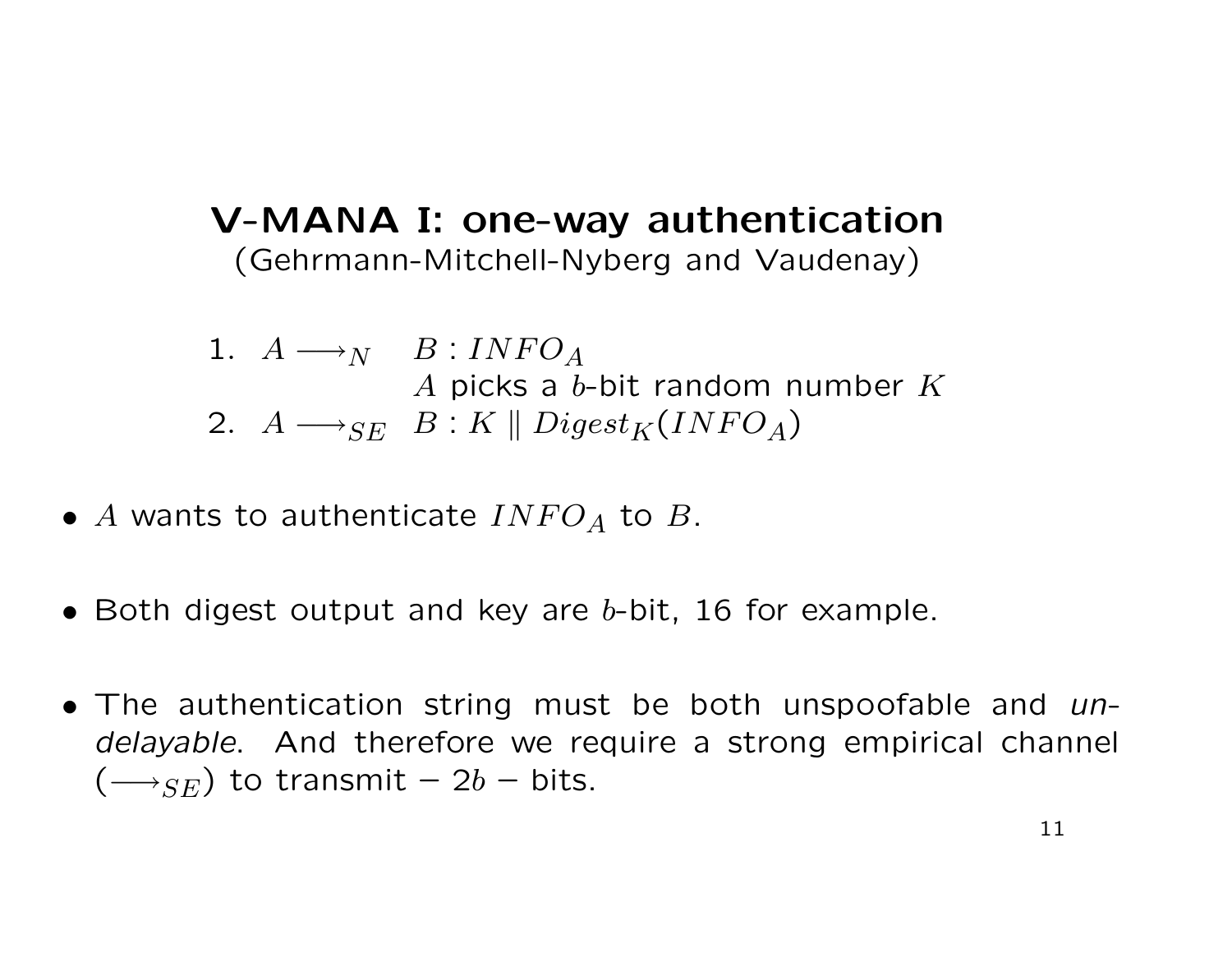## V-MANA I: one-way authentication

(Gehrmann-Mitchell-Nyberg and Vaudenay)

1. $A \longrightarrow_N \quad B : INFO_A$
   
   $A$ picks a $b$-bit random number $K$
2. $A \longrightarrow_{SE} \quad B : K \parallel Digest_K(INFO_A)$

- $A$ wants to authenticate $INFO_A$ to $B$.
- Both digest output and key are $b$-bit, 16 for example.
- The authentication string must be both unspoofable and *undelayable*. And therefore we require a strong empirical channel ($\longrightarrow_{SE}$) to transmit – $2b$ – bits.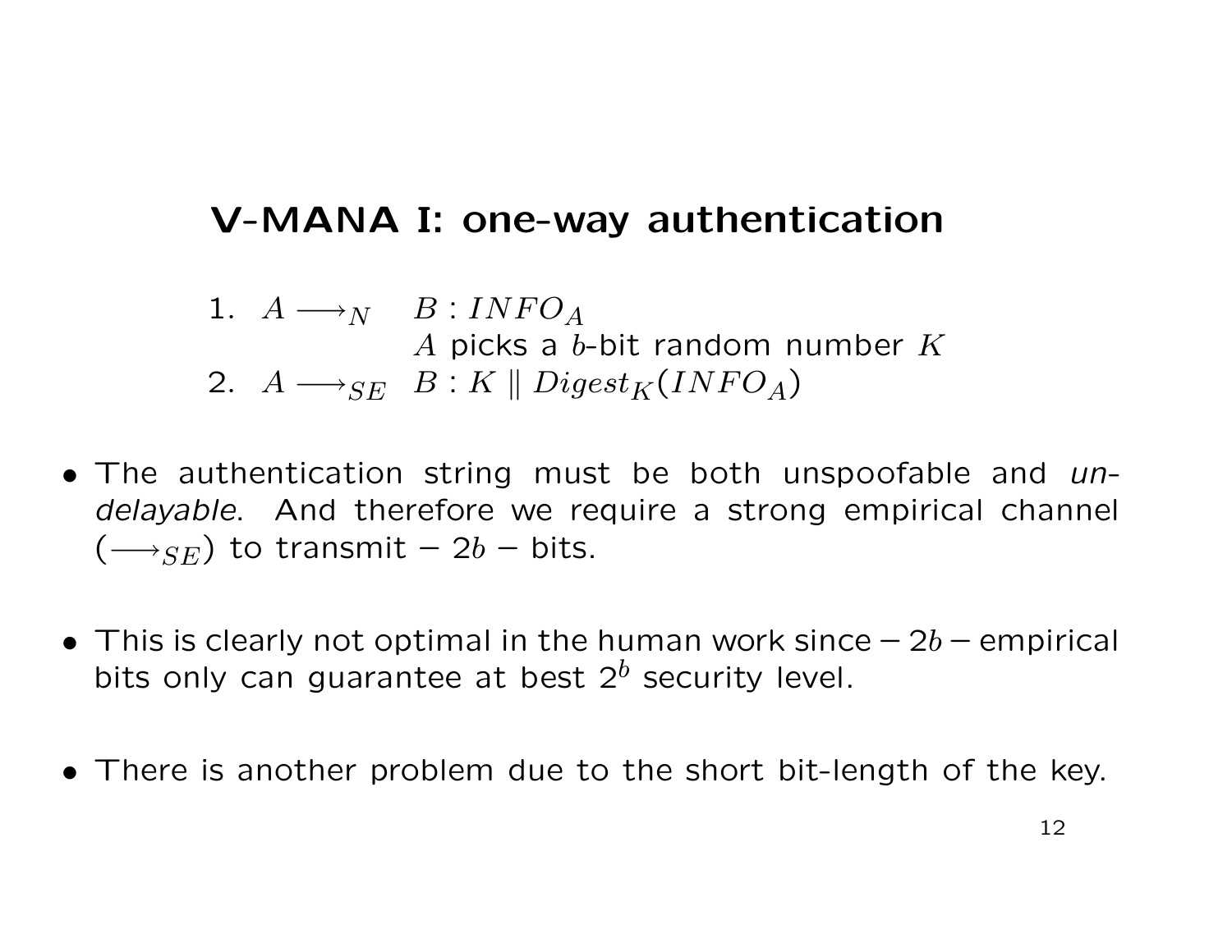## V-MANA I: one-way authentication

1. $A \longrightarrow_N \quad B : INFO_A$
   $A$ picks a $b$-bit random number $K$
2. $A \longrightarrow_{SE} \quad B : K \parallel Digest_K(INFO_A)$

- The authentication string must be both unspoofable and *undelayable*. And therefore we require a strong empirical channel ($\longrightarrow_{SE}$) to transmit $-\ 2b\ -$ bits.

- This is clearly not optimal in the human work since $-\ 2b\ -$ empirical bits only can guarantee at best $2^b$ security level.

- There is another problem due to the short bit-length of the key.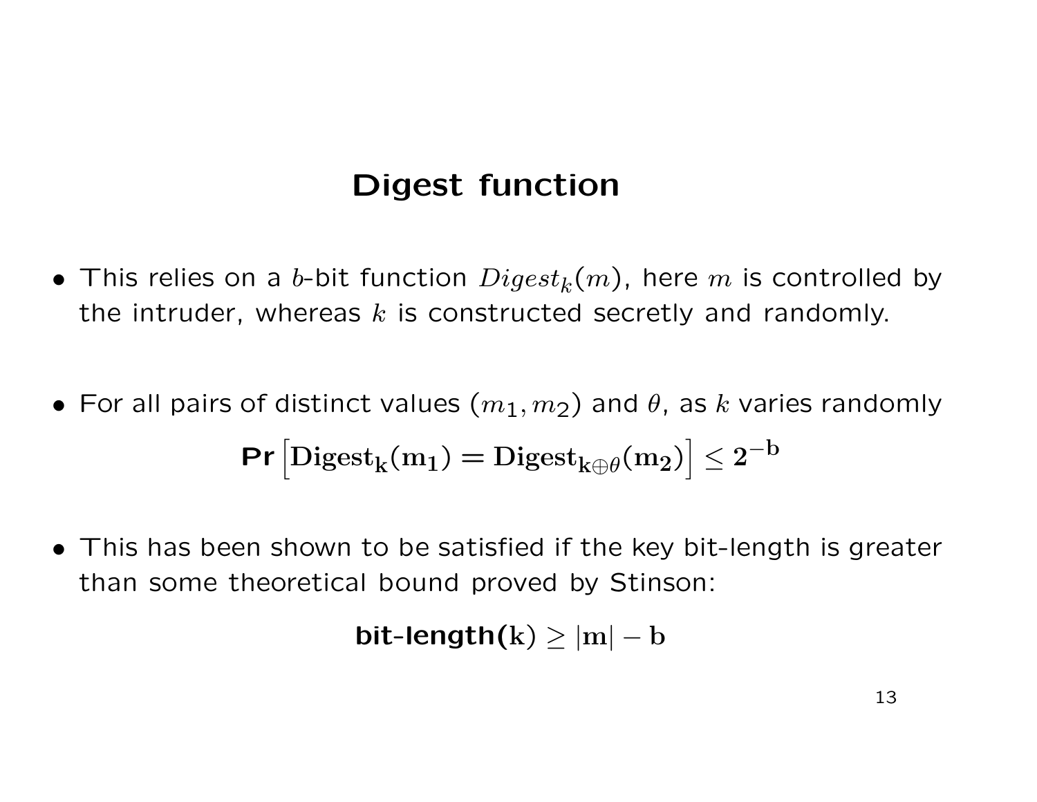# Digest function

- This relies on a $b$-bit function $Digest_k(m)$, here $m$ is controlled by the intruder, whereas $k$ is constructed secretly and randomly.

- For all pairs of distinct values $(m_1, m_2)$ and $\theta$, as $k$ varies randomly

$$\textbf{Pr}\left[\mathbf{Digest_k(m_1) = Digest_{k\oplus\theta}(m_2)}\right] \leq \mathbf{2^{-b}}$$

- This has been shown to be satisfied if the key bit-length is greater than some theoretical bound proved by Stinson:

$$\textbf{bit-length(}\mathbf{k}\textbf{)} \geq \mathbf{|m| - b}$$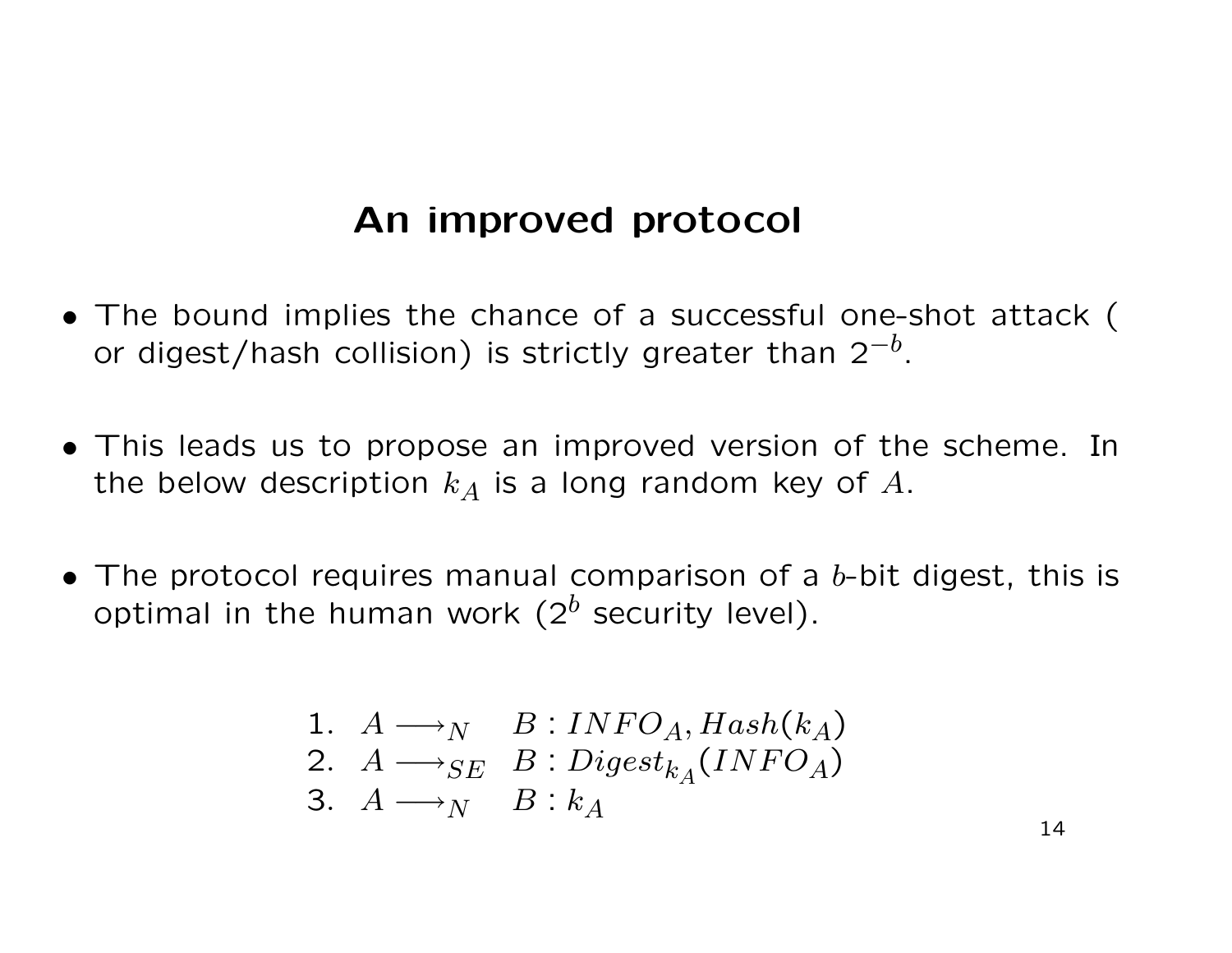# An improved protocol

- The bound implies the chance of a successful one-shot attack ( or digest/hash collision) is strictly greater than $2^{-b}$.

- This leads us to propose an improved version of the scheme. In the below description $k_A$ is a long random key of $A$.

- The protocol requires manual comparison of a $b$-bit digest, this is optimal in the human work ($2^b$ security level).

$$
\begin{array}{lll}
1. & A \longrightarrow_N & B : INFO_A, Hash(k_A) \\
2. & A \longrightarrow_{SE} & B : Digest_{k_A}(INFO_A) \\
3. & A \longrightarrow_N & B : k_A
\end{array}
$$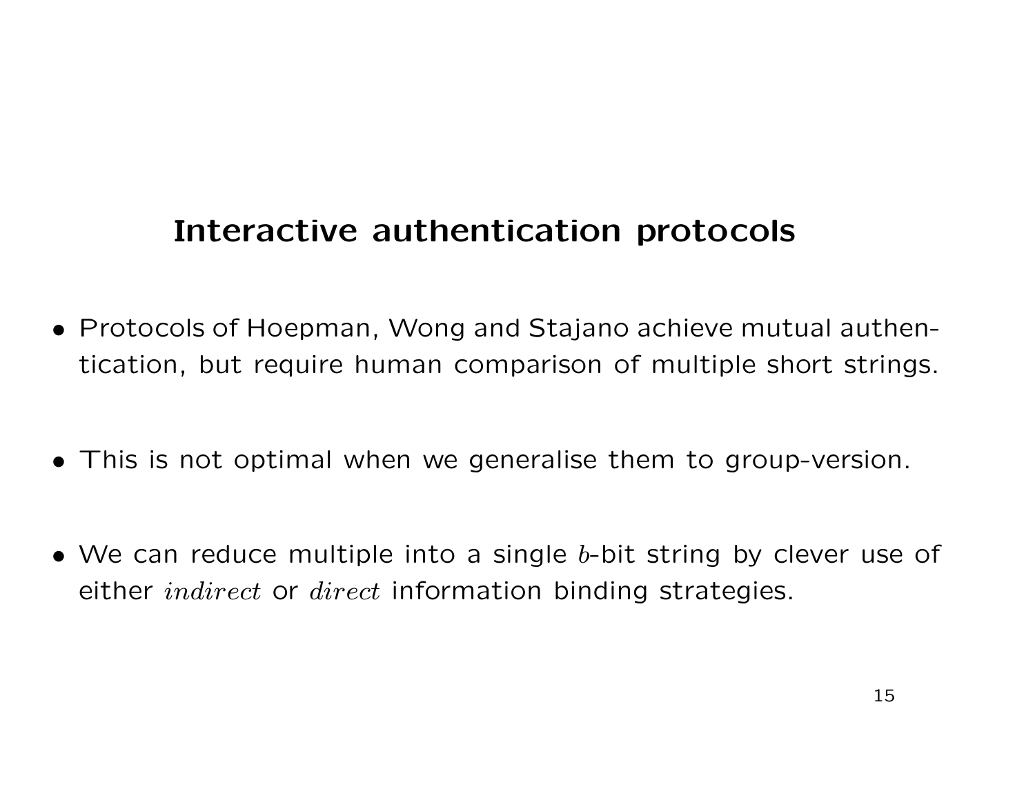## Interactive authentication protocols

- Protocols of Hoepman, Wong and Stajano achieve mutual authentication, but require human comparison of multiple short strings.
- This is not optimal when we generalise them to group-version.
- We can reduce multiple into a single $b$-bit string by clever use of either $indirect$ or $direct$ information binding strategies.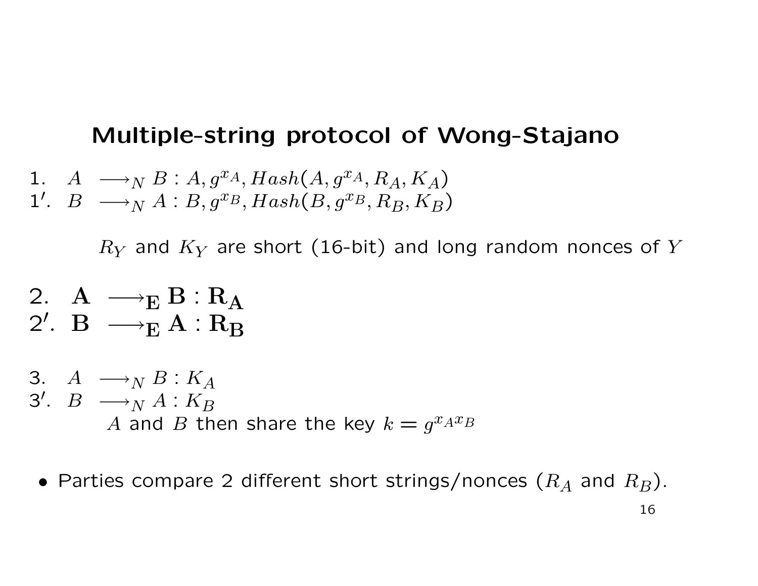# Multiple-string protocol of Wong-Stajano

1. $A \longrightarrow_N B : A, g^{x_A}, Hash(A, g^{x_A}, R_A, K_A)$
1′. $B \longrightarrow_N A : B, g^{x_B}, Hash(B, g^{x_B}, R_B, K_B)$

$R_Y$ and $K_Y$ are short (16-bit) and long random nonces of $Y$

2. $\mathbf{A \longrightarrow_E B : R_A}$
2′. $\mathbf{B \longrightarrow_E A : R_B}$

3. $A \longrightarrow_N B : K_A$
3′. $B \longrightarrow_N A : K_B$

$A$ and $B$ then share the key $k = g^{x_A x_B}$

- Parties compare 2 different short strings/nonces ($R_A$ and $R_B$).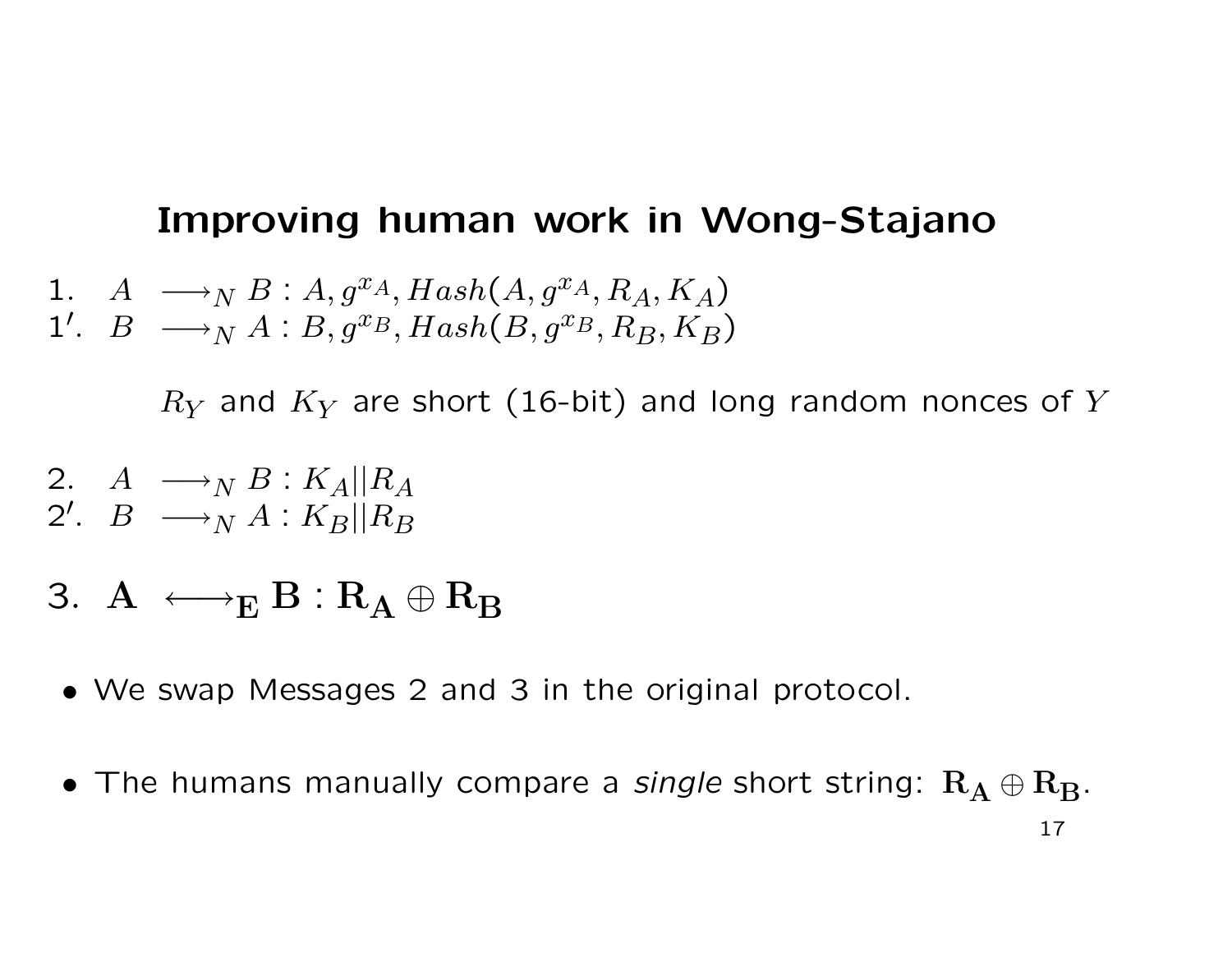## Improving human work in Wong-Stajano

1. $A \longrightarrow_N B : A, g^{x_A}, Hash(A, g^{x_A}, R_A, K_A)$

1′. $B \longrightarrow_N A : B, g^{x_B}, Hash(B, g^{x_B}, R_B, K_B)$

$R_Y$ and $K_Y$ are short (16-bit) and long random nonces of $Y$

2. $A \longrightarrow_N B : K_A || R_A$

2′. $B \longrightarrow_N A : K_B || R_B$

3. $\mathbf{A} \longleftrightarrow_{\mathbf{E}} \mathbf{B} : \mathbf{R_A \oplus R_B}$

- We swap Messages 2 and 3 in the original protocol.
- The humans manually compare a *single* short string: $\mathbf{R_A \oplus R_B}$.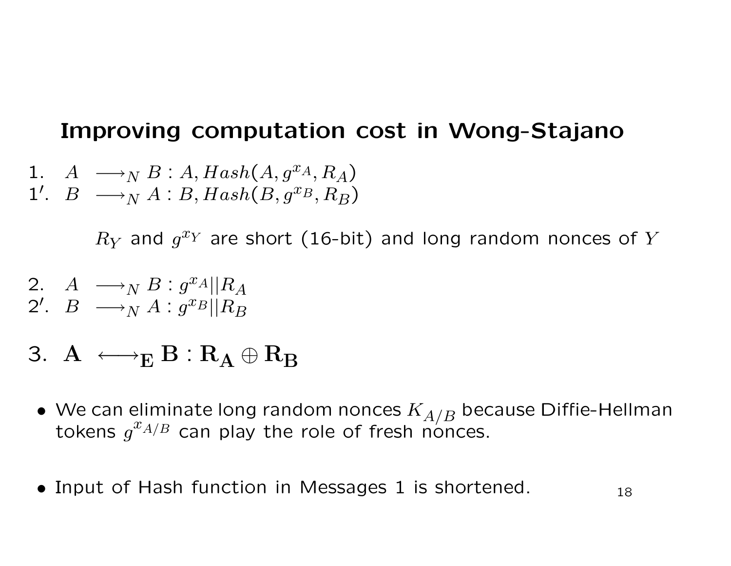## Improving computation cost in Wong-Stajano

1. $A \longrightarrow_N B : A, Hash(A, g^{x_A}, R_A)$
1′. $B \longrightarrow_N A : B, Hash(B, g^{x_B}, R_B)$

$R_Y$ and $g^{x_Y}$ are short (16-bit) and long random nonces of $Y$

2. $A \longrightarrow_N B : g^{x_A} || R_A$
2′. $B \longrightarrow_N A : g^{x_B} || R_B$

3. $\mathbf{A} \longleftrightarrow_{\mathbf{E}} \mathbf{B} : \mathbf{R_A} \oplus \mathbf{R_B}$

- We can eliminate long random nonces $K_{A/B}$ because Diffie-Hellman tokens $g^{x_{A/B}}$ can play the role of fresh nonces.
- Input of Hash function in Messages 1 is shortened.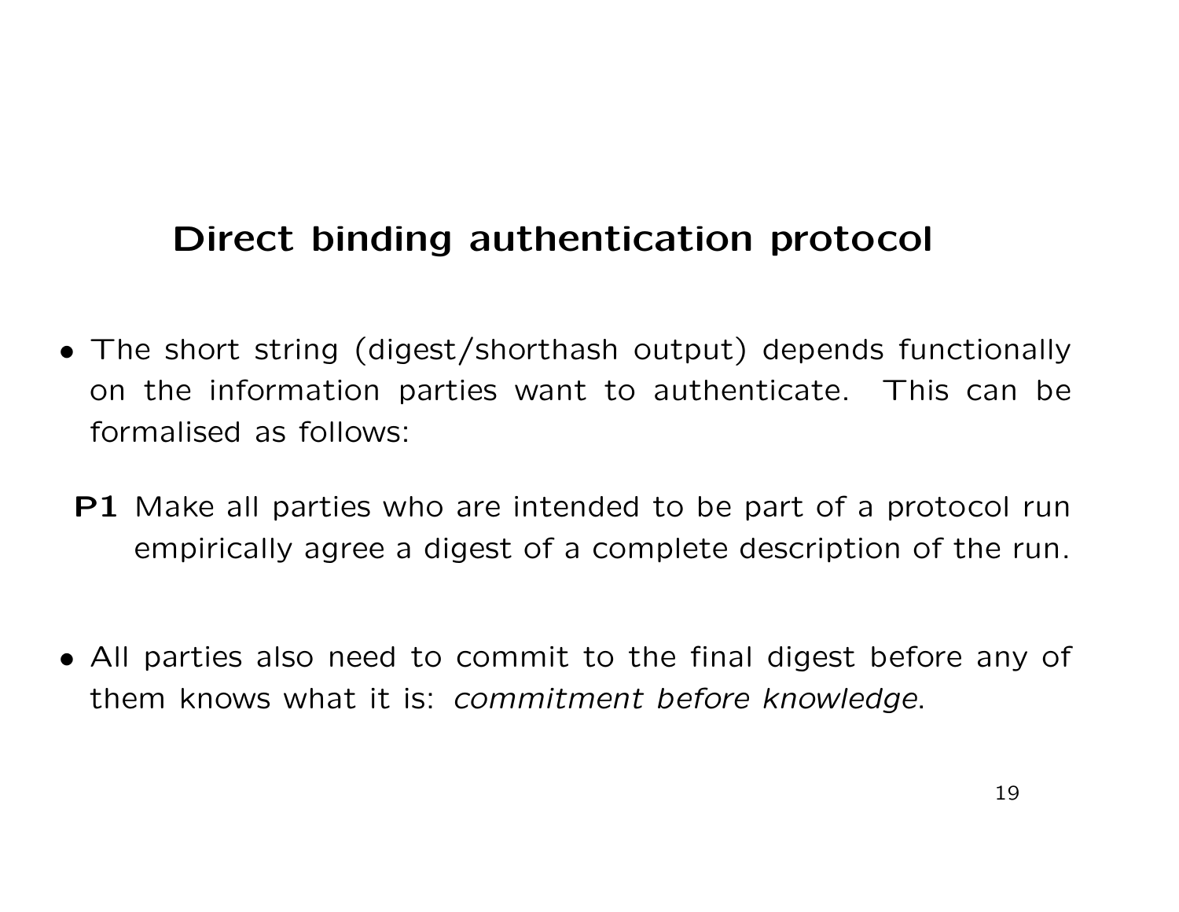# Direct binding authentication protocol

- The short string (digest/shorthash output) depends functionally on the information parties want to authenticate. This can be formalised as follows:

  **P1** Make all parties who are intended to be part of a protocol run empirically agree a digest of a complete description of the run.

- All parties also need to commit to the final digest before any of them knows what it is: *commitment before knowledge*.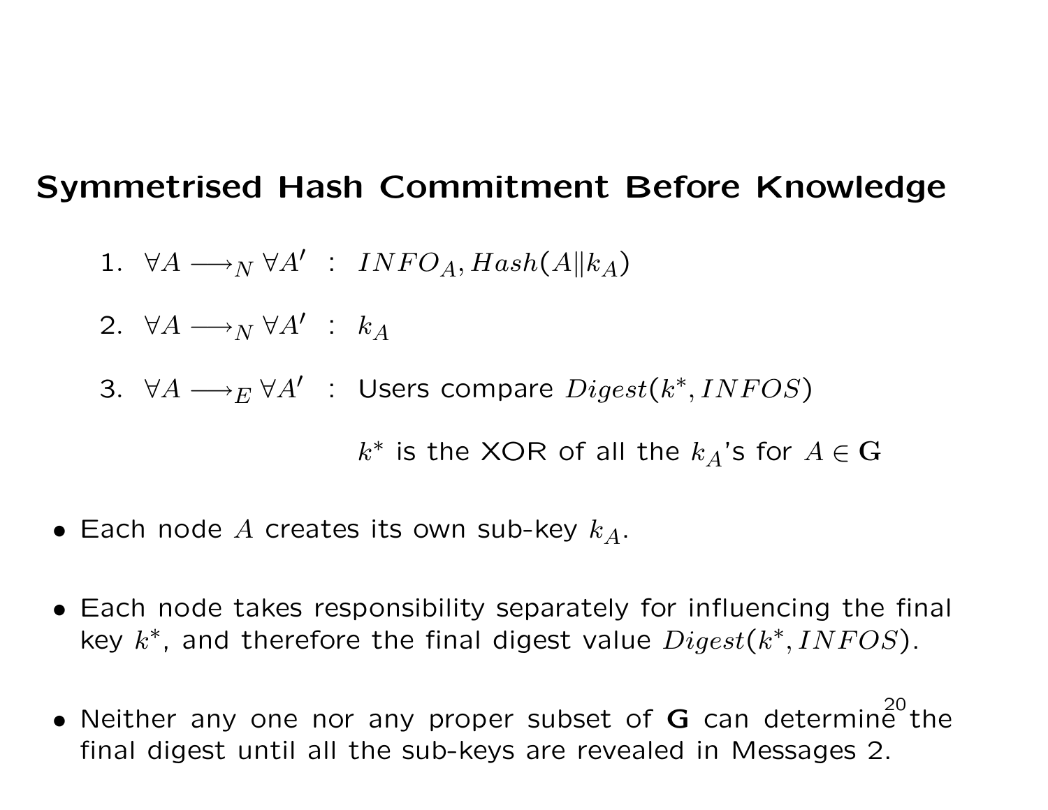## Symmetrised Hash Commitment Before Knowledge

1. $\forall A \longrightarrow_N \forall A'$ : $INFO_A, Hash(A \| k_A)$
2. $\forall A \longrightarrow_N \forall A'$ : $k_A$
3. $\forall A \longrightarrow_E \forall A'$ : Users compare $Digest(k^*, INFOS)$

   $k^*$ is the XOR of all the $k_A$'s for $A \in \mathbf{G}$

- Each node $A$ creates its own sub-key $k_A$.
- Each node takes responsibility separately for influencing the final key $k^*$, and therefore the final digest value $Digest(k^*, INFOS)$.
- Neither any one nor any proper subset of $\mathbf{G}$ can determine the final digest until all the sub-keys are revealed in Messages 2.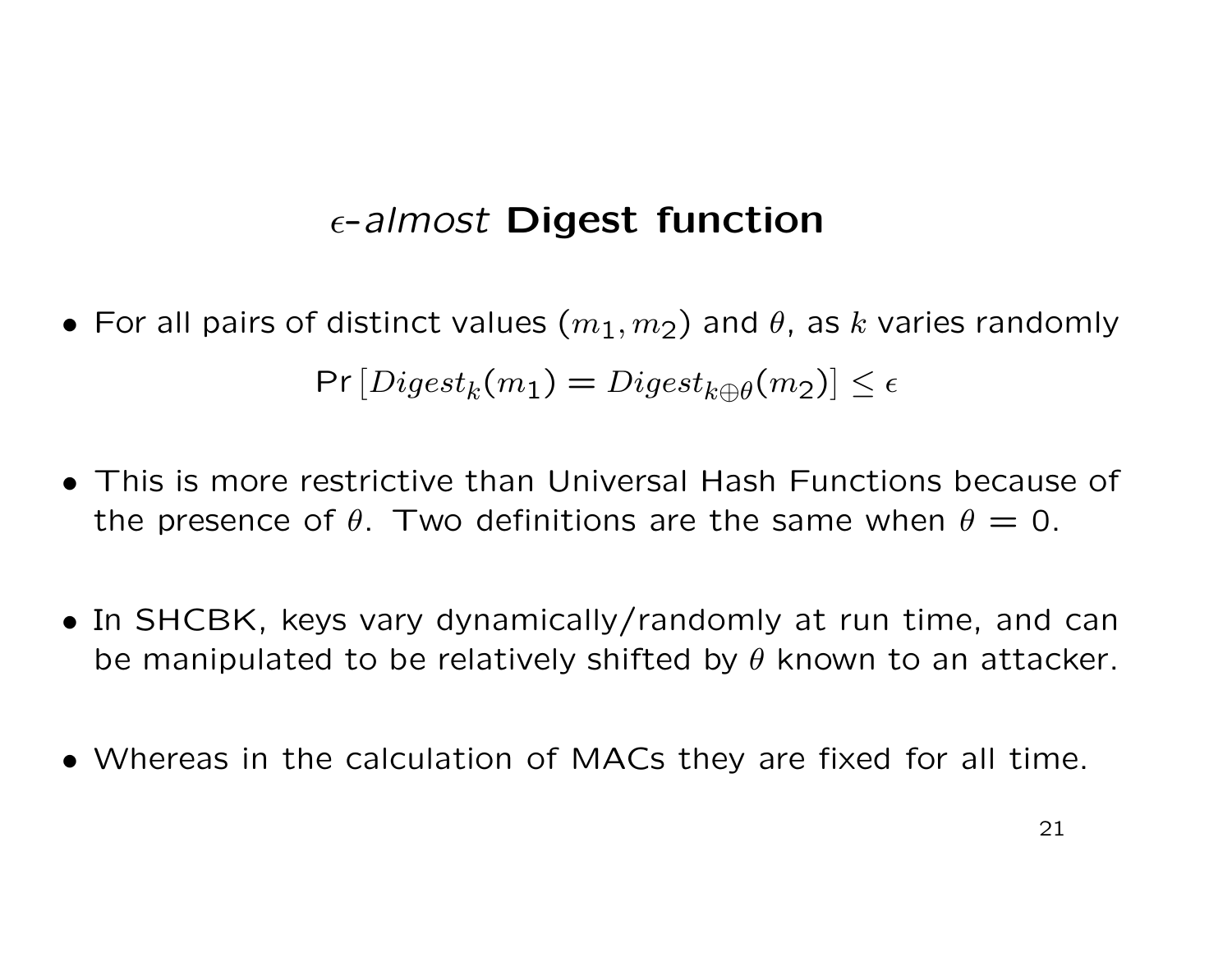# $\epsilon$-*almost* **Digest function**

- For all pairs of distinct values $(m_1, m_2)$ and $\theta$, as $k$ varies randomly

$$\Pr\left[Digest_k(m_1) = Digest_{k \oplus \theta}(m_2)\right] \leq \epsilon$$

- This is more restrictive than Universal Hash Functions because of the presence of $\theta$. Two definitions are the same when $\theta = 0$.

- In SHCBK, keys vary dynamically/randomly at run time, and can be manipulated to be relatively shifted by $\theta$ known to an attacker.

- Whereas in the calculation of MACs they are fixed for all time.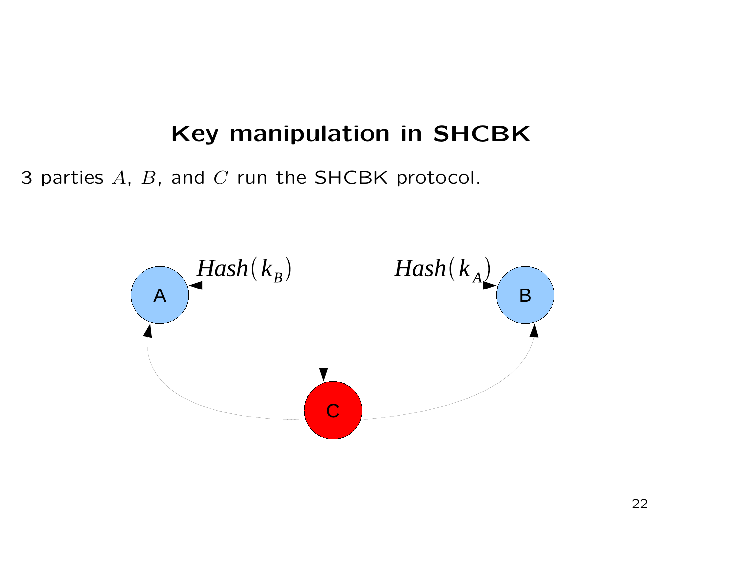# Key manipulation in SHCBK

3 parties $A$, $B$, and $C$ run the SHCBK protocol.

$Hash(k_B)$

$Hash(k_A)$

A

B

C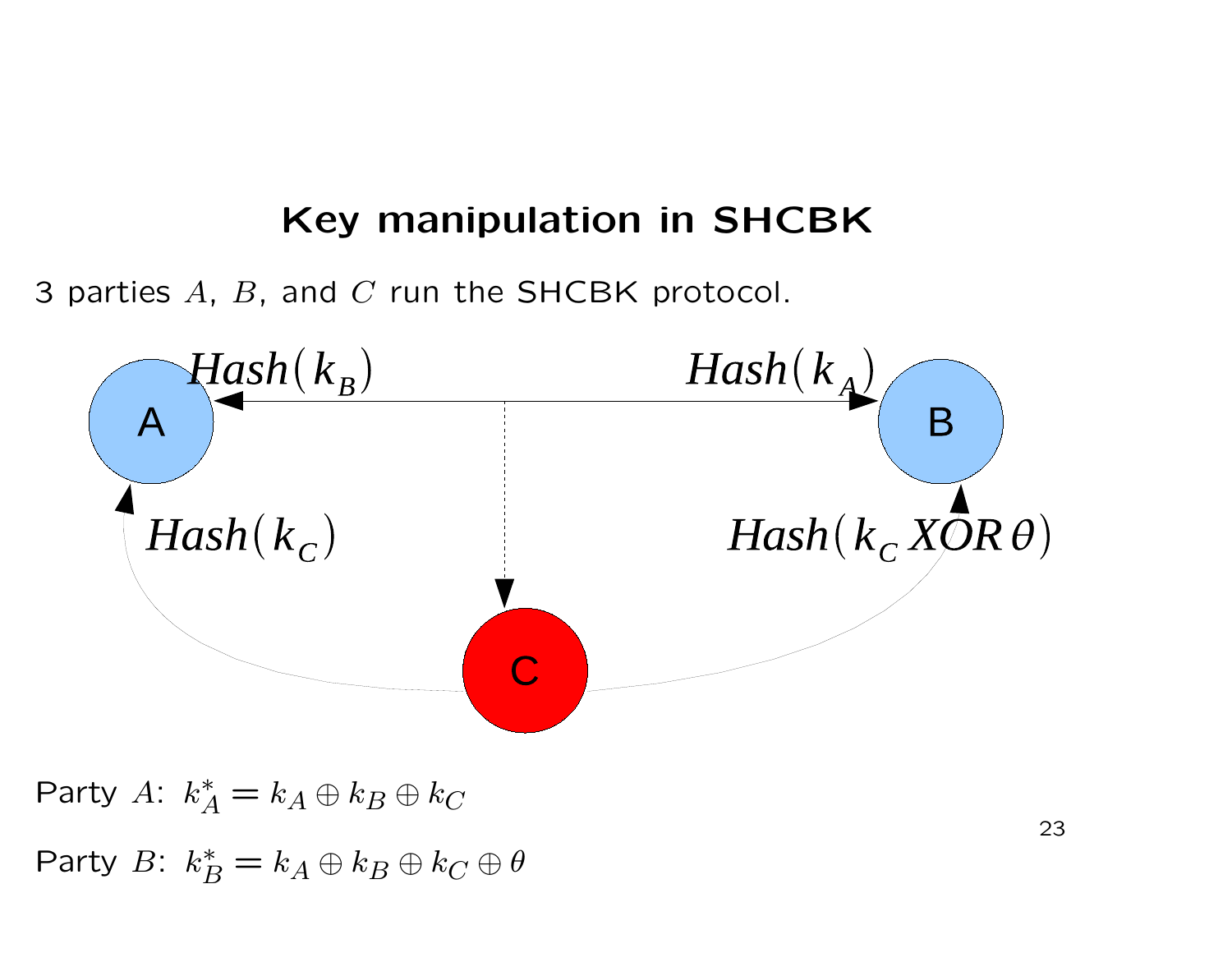# Key manipulation in SHCBK

3 parties $A$, $B$, and $C$ run the SHCBK protocol.

$Hash(k_B)$ $Hash(k_A)$

A B

$Hash(k_C)$ $Hash(k_C \; XOR \; \theta)$

C

Party $A$: $k_A^* = k_A \oplus k_B \oplus k_C$

Party $B$: $k_B^* = k_A \oplus k_B \oplus k_C \oplus \theta$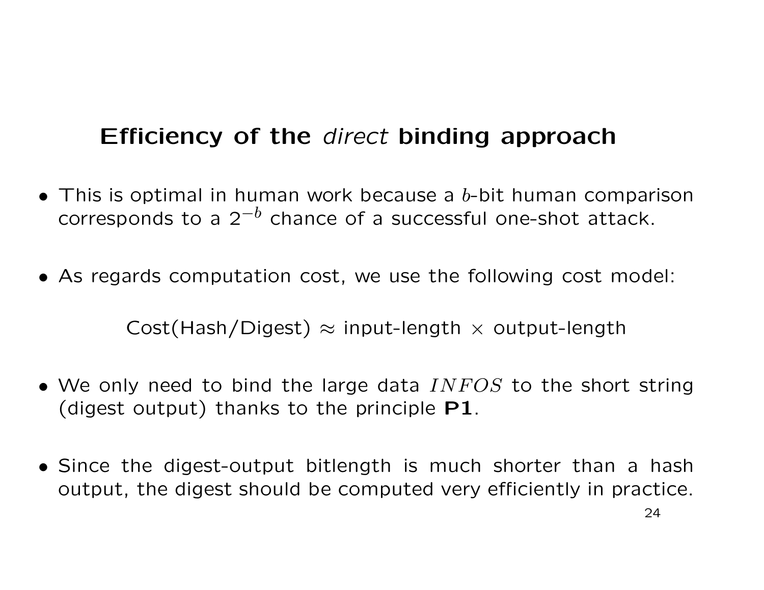## Efficiency of the *direct* binding approach

- This is optimal in human work because a $b$-bit human comparison corresponds to a $2^{-b}$ chance of a successful one-shot attack.

- As regards computation cost, we use the following cost model:

$$\text{Cost(Hash/Digest)} \approx \text{input-length} \times \text{output-length}$$

- We only need to bind the large data $INFOS$ to the short string (digest output) thanks to the principle **P1**.

- Since the digest-output bitlength is much shorter than a hash output, the digest should be computed very efficiently in practice.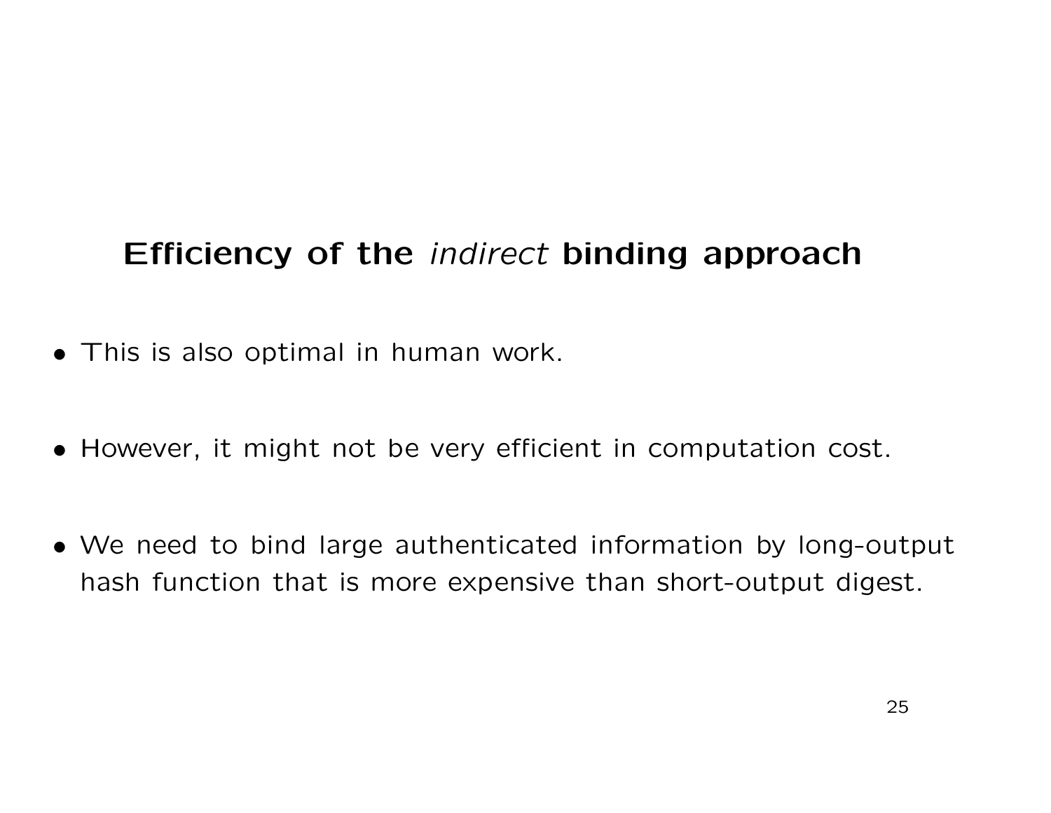# Efficiency of the *indirect* binding approach

- This is also optimal in human work.
- However, it might not be very efficient in computation cost.
- We need to bind large authenticated information by long-output hash function that is more expensive than short-output digest.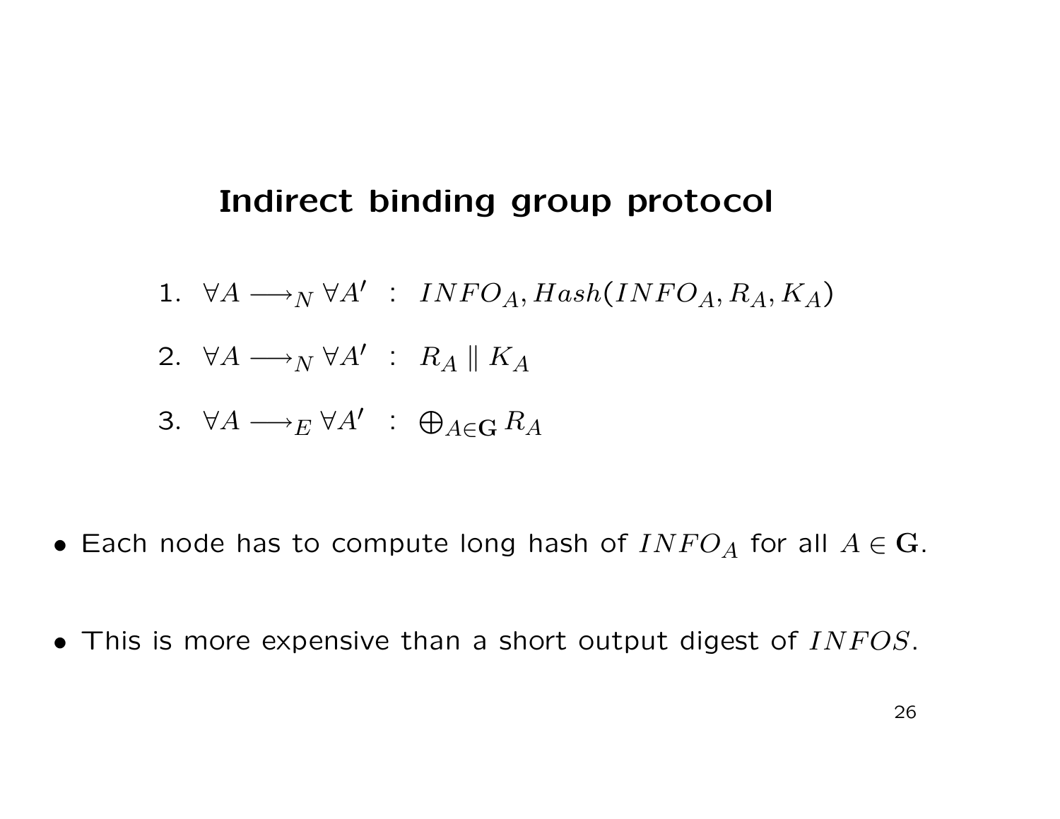## Indirect binding group protocol

1. $\forall A \longrightarrow_N \forall A'$ : $INFO_A, Hash(INFO_A, R_A, K_A)$
2. $\forall A \longrightarrow_N \forall A'$ : $R_A \parallel K_A$
3. $\forall A \longrightarrow_E \forall A'$ : $\bigoplus_{A \in \mathbf{G}} R_A$

- Each node has to compute long hash of $INFO_A$ for all $A \in \mathbf{G}$.
- This is more expensive than a short output digest of $INFOS$.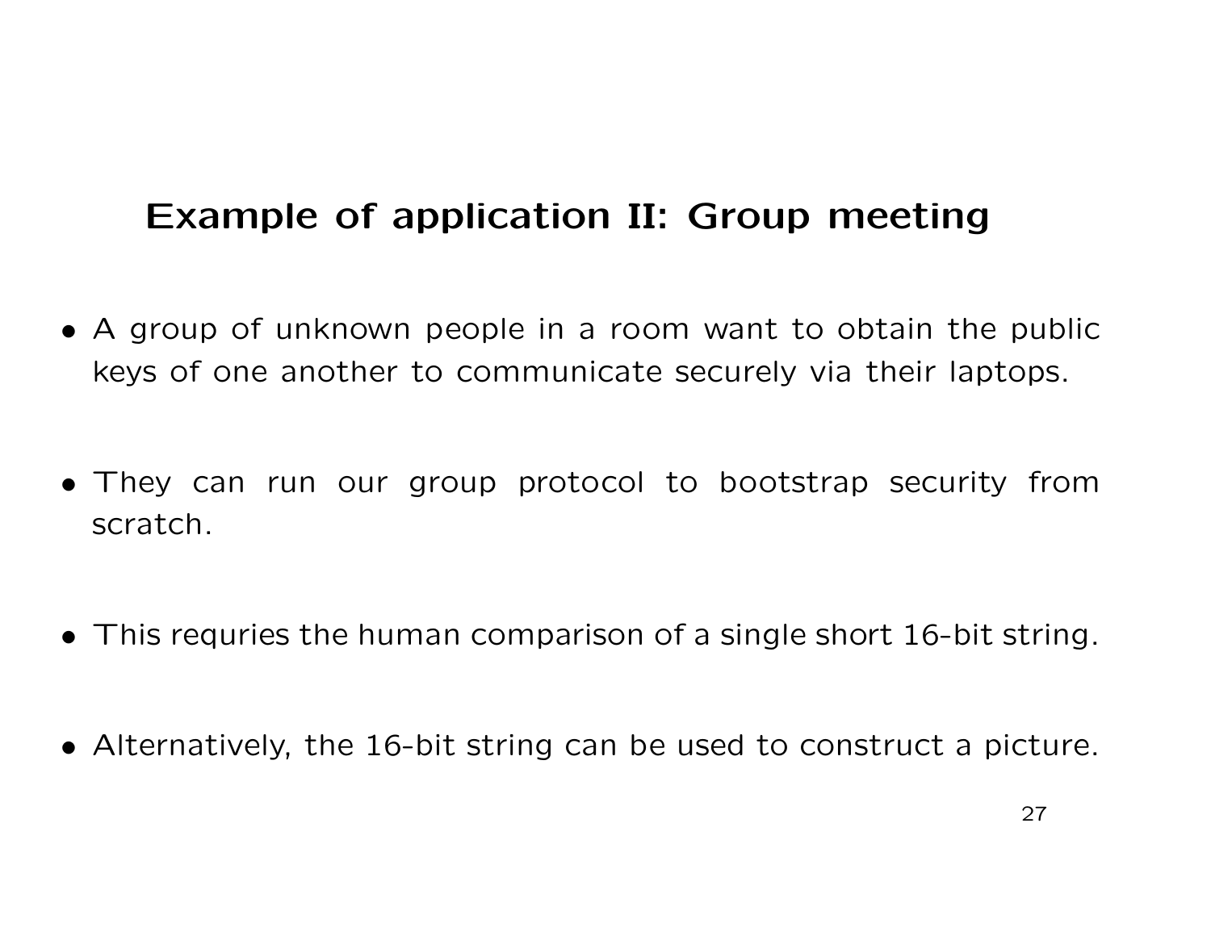# Example of application II: Group meeting

- A group of unknown people in a room want to obtain the public keys of one another to communicate securely via their laptops.

- They can run our group protocol to bootstrap security from scratch.

- This requries the human comparison of a single short 16-bit string.

- Alternatively, the 16-bit string can be used to construct a picture.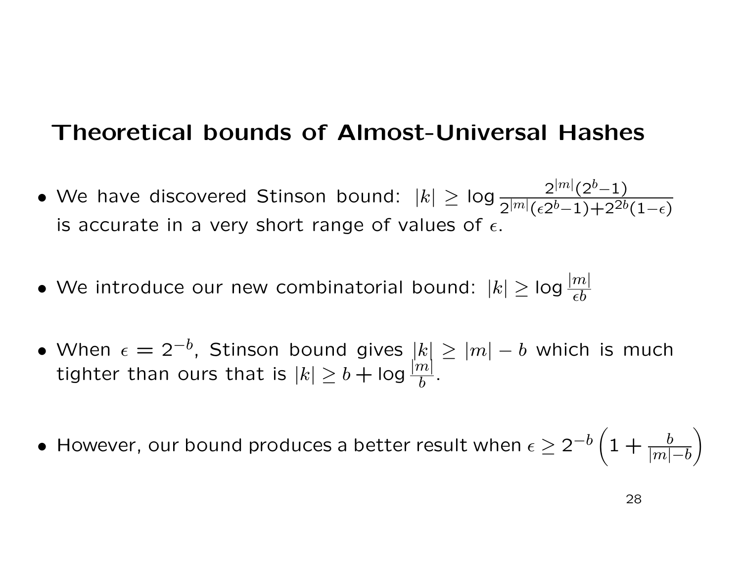## Theoretical bounds of Almost-Universal Hashes

- We have discovered Stinson bound: $|k| \geq \log \frac{2^{|m|}(2^b-1)}{2^{|m|}(\epsilon 2^b-1)+2^{2b}(1-\epsilon)}$ is accurate in a very short range of values of $\epsilon$.

- We introduce our new combinatorial bound: $|k| \geq \log \frac{|m|}{\epsilon b}$

- When $\epsilon = 2^{-b}$, Stinson bound gives $|k| \geq |m| - b$ which is much tighter than ours that is $|k| \geq b + \log \frac{|m|}{b}$.

- However, our bound produces a better result when $\epsilon \geq 2^{-b}\left(1 + \frac{b}{|m|-b}\right)$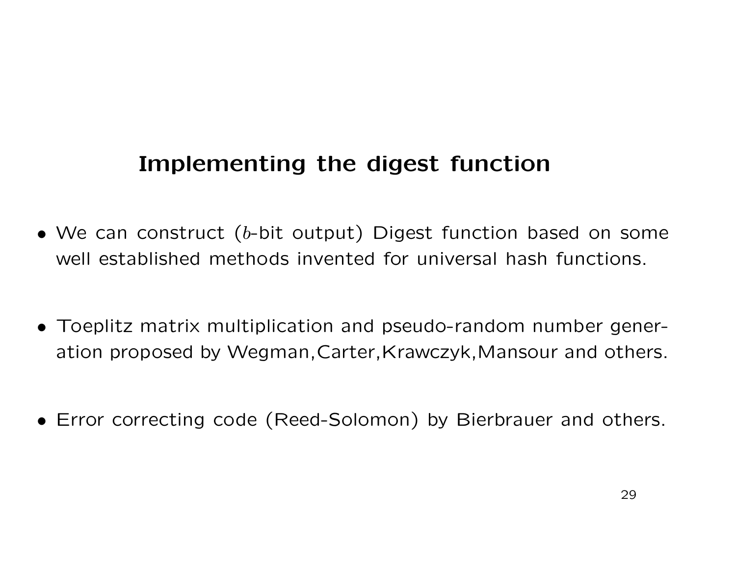## Implementing the digest function

- We can construct ($b$-bit output) Digest function based on some well established methods invented for universal hash functions.

- Toeplitz matrix multiplication and pseudo-random number generation proposed by Wegman,Carter,Krawczyk,Mansour and others.

- Error correcting code (Reed-Solomon) by Bierbrauer and others.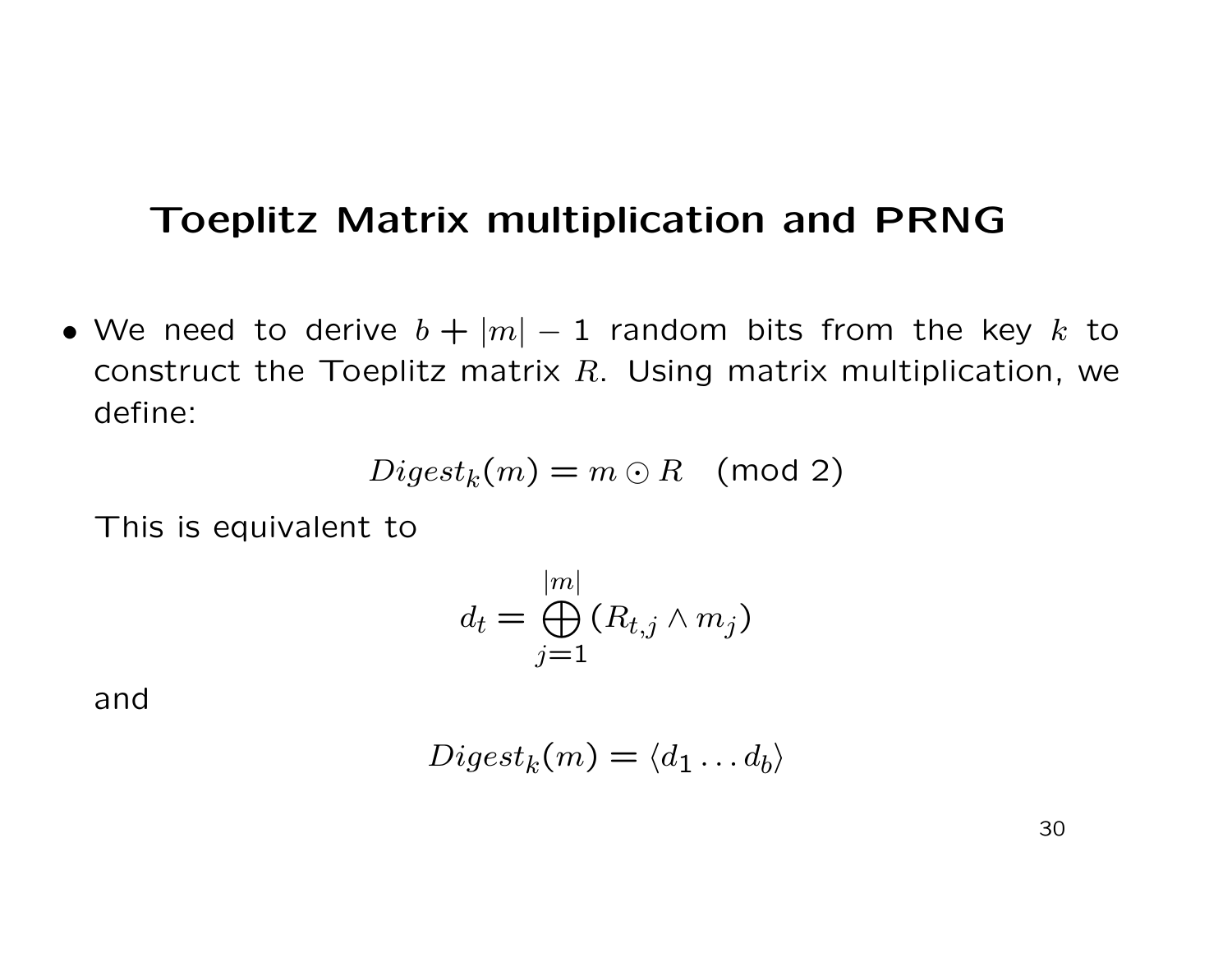## Toeplitz Matrix multiplication and PRNG

- We need to derive $b + |m| - 1$ random bits from the key $k$ to construct the Toeplitz matrix $R$. Using matrix multiplication, we define:

  $$Digest_k(m) = m \odot R \pmod{2}$$

  This is equivalent to

  $$d_t = \bigoplus_{j=1}^{|m|} (R_{t,j} \wedge m_j)$$

  and

  $$Digest_k(m) = \langle d_1 \dots d_b \rangle$$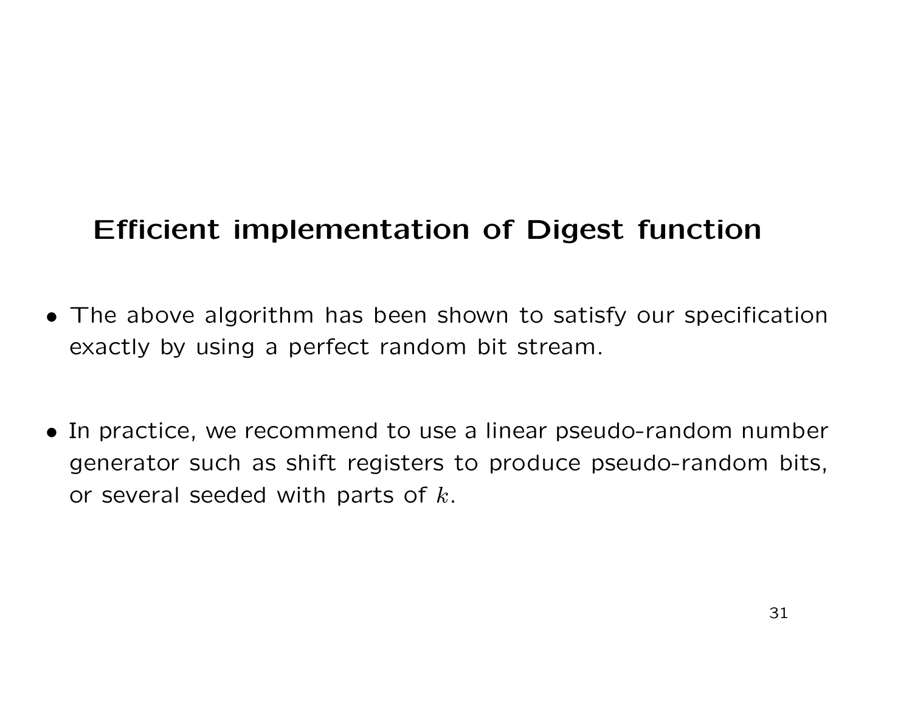## Efficient implementation of Digest function

- The above algorithm has been shown to satisfy our specification exactly by using a perfect random bit stream.

- In practice, we recommend to use a linear pseudo-random number generator such as shift registers to produce pseudo-random bits, or several seeded with parts of $k$.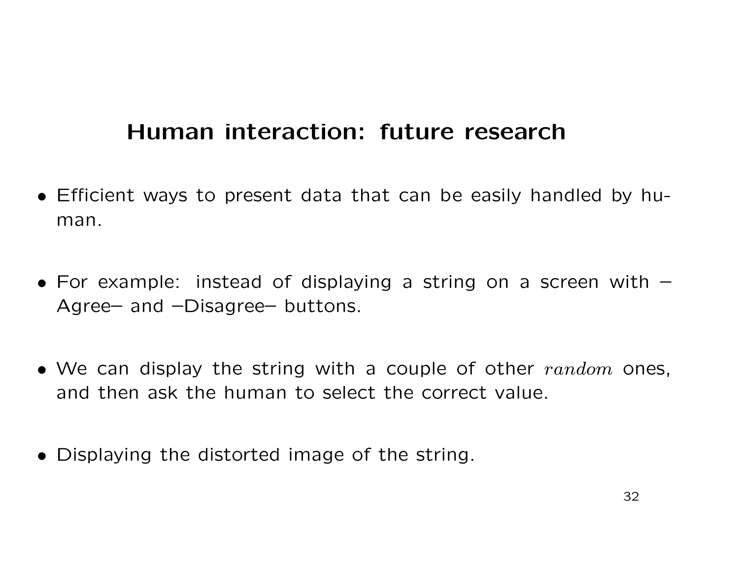## Human interaction: future research

- Efficient ways to present data that can be easily handled by human.
- For example: instead of displaying a string on a screen with −Agree− and −Disagree− buttons.
- We can display the string with a couple of other $random$ ones, and then ask the human to select the correct value.
- Displaying the distorted image of the string.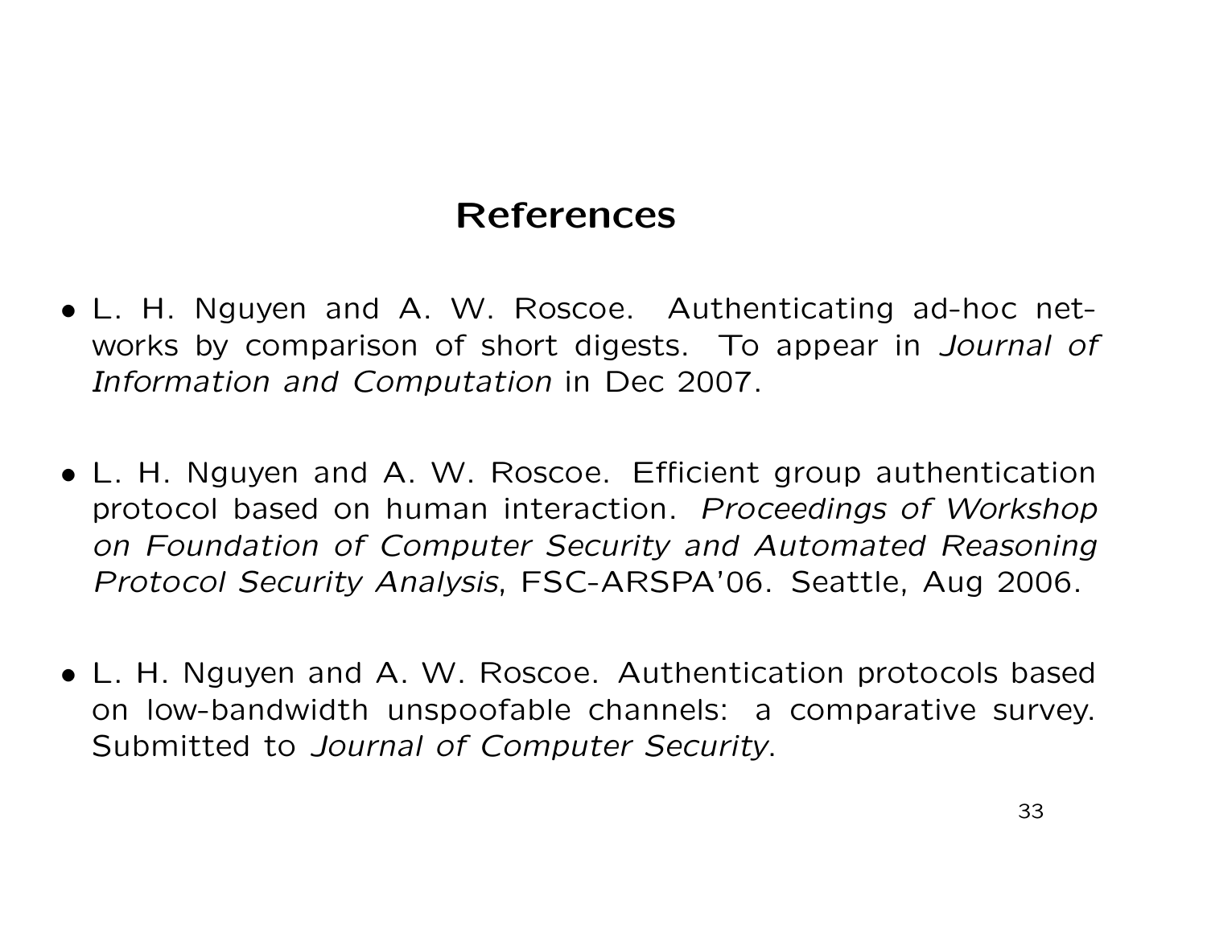# References

- L. H. Nguyen and A. W. Roscoe. Authenticating ad-hoc networks by comparison of short digests. To appear in *Journal of Information and Computation* in Dec 2007.

- L. H. Nguyen and A. W. Roscoe. Efficient group authentication protocol based on human interaction. *Proceedings of Workshop on Foundation of Computer Security and Automated Reasoning Protocol Security Analysis*, FSC-ARSPA'06. Seattle, Aug 2006.

- L. H. Nguyen and A. W. Roscoe. Authentication protocols based on low-bandwidth unspoofable channels: a comparative survey. Submitted to *Journal of Computer Security*.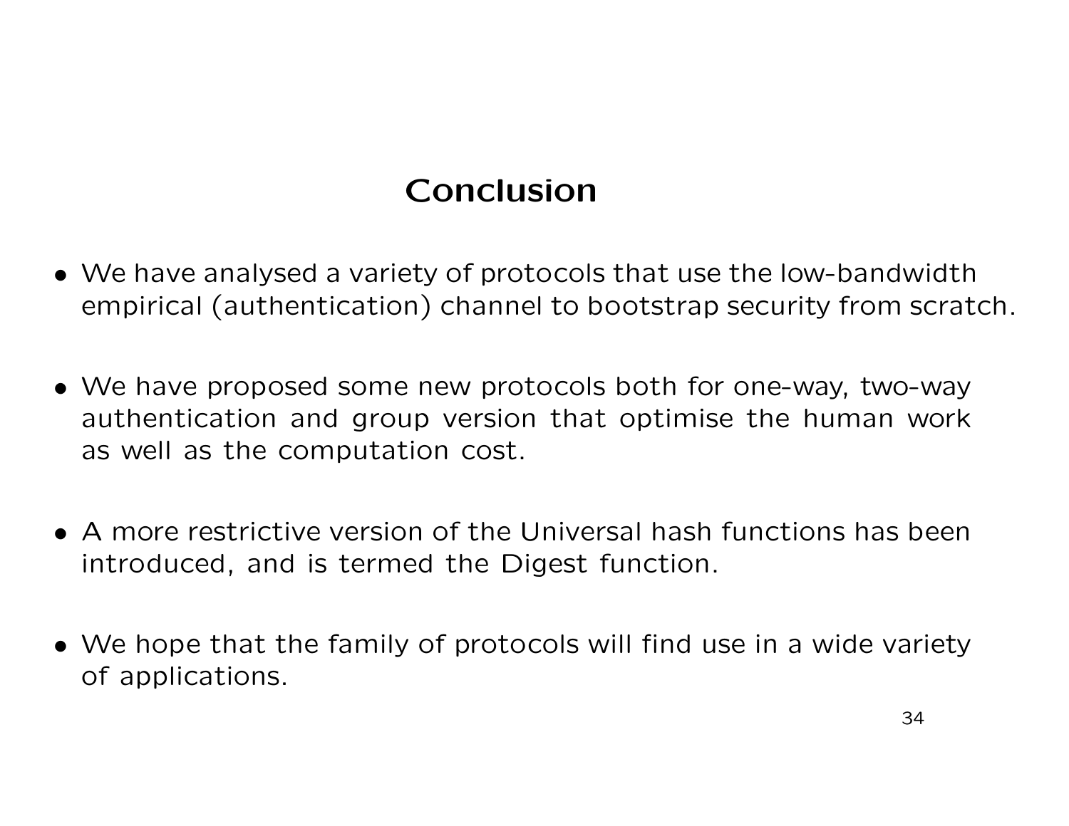# Conclusion

- We have analysed a variety of protocols that use the low-bandwidth empirical (authentication) channel to bootstrap security from scratch.

- We have proposed some new protocols both for one-way, two-way authentication and group version that optimise the human work as well as the computation cost.

- A more restrictive version of the Universal hash functions has been introduced, and is termed the Digest function.

- We hope that the family of protocols will find use in a wide variety of applications.